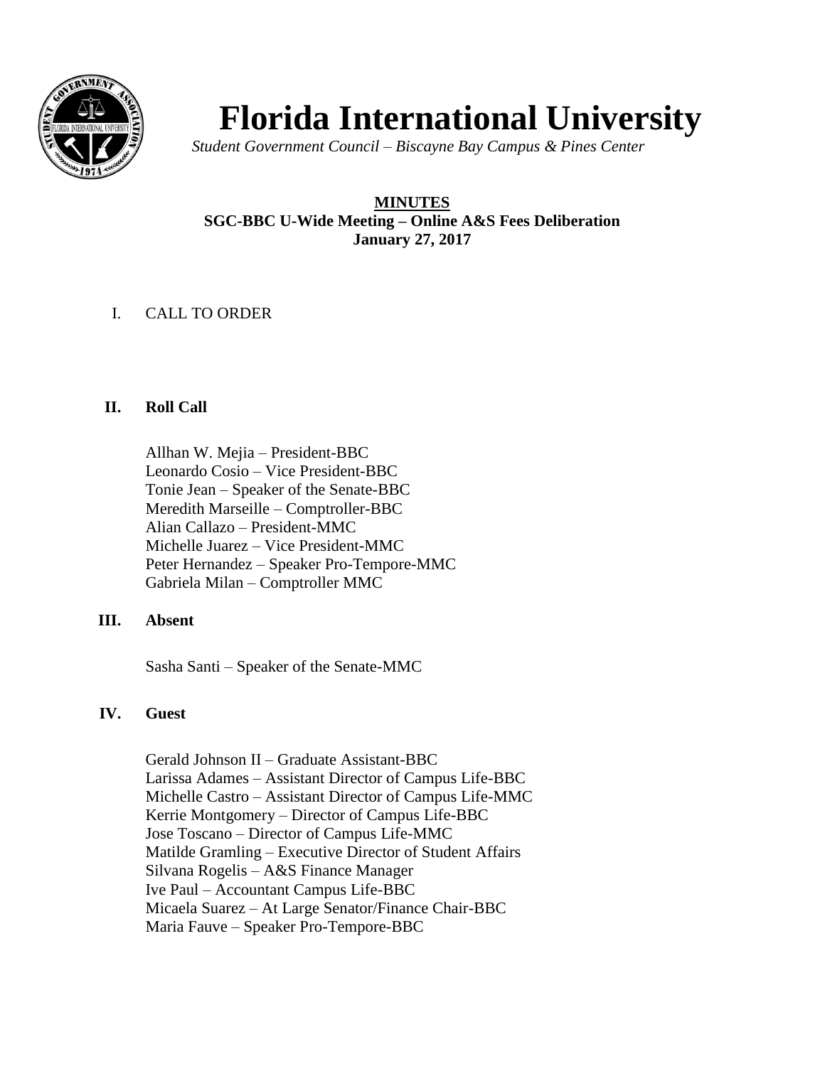# Florida International University

*Student Government Council – Biscayne Bay Campus & Pines Center*

**MINUTES**
**SGC-BBC U-Wide Meeting – Online A&S Fees Deliberation**
**January 27, 2017**

I. CALL TO ORDER

## II. Roll Call

Allhan W. Mejia – President-BBC
Leonardo Cosio – Vice President-BBC
Tonie Jean – Speaker of the Senate-BBC
Meredith Marseille – Comptroller-BBC
Alian Callazo – President-MMC
Michelle Juarez – Vice President-MMC
Peter Hernandez – Speaker Pro-Tempore-MMC
Gabriela Milan – Comptroller MMC

## III. Absent

Sasha Santi – Speaker of the Senate-MMC

## IV. Guest

Gerald Johnson II – Graduate Assistant-BBC
Larissa Adames – Assistant Director of Campus Life-BBC
Michelle Castro – Assistant Director of Campus Life-MMC
Kerrie Montgomery – Director of Campus Life-BBC
Jose Toscano – Director of Campus Life-MMC
Matilde Gramling – Executive Director of Student Affairs
Silvana Rogelis – A&S Finance Manager
Ive Paul – Accountant Campus Life-BBC
Micaela Suarez – At Large Senator/Finance Chair-BBC
Maria Fauve – Speaker Pro-Tempore-BBC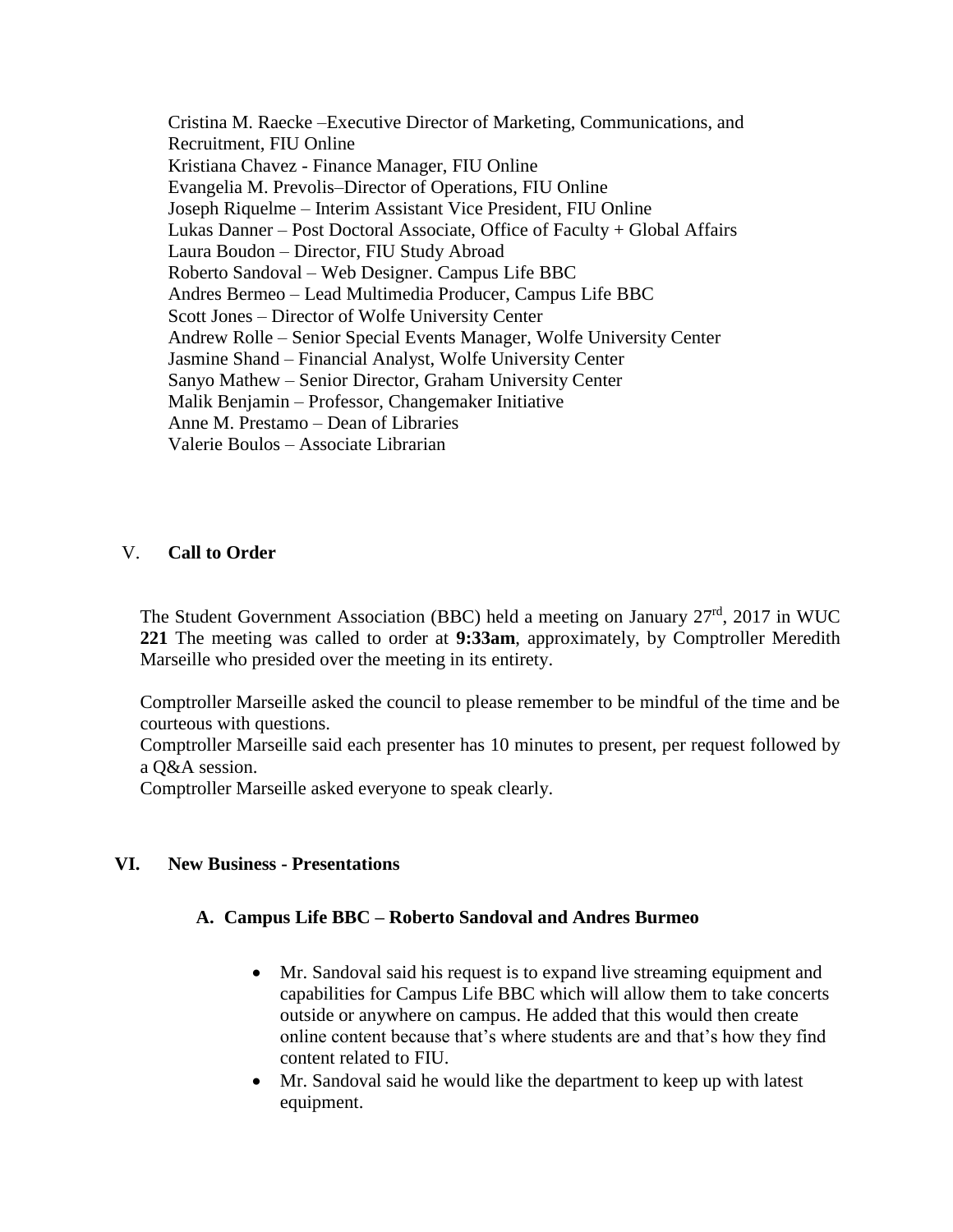Cristina M. Raecke –Executive Director of Marketing, Communications, and Recruitment, FIU Online
Kristiana Chavez - Finance Manager, FIU Online
Evangelia M. Prevolis–Director of Operations, FIU Online
Joseph Riquelme – Interim Assistant Vice President, FIU Online
Lukas Danner – Post Doctoral Associate, Office of Faculty + Global Affairs
Laura Boudon – Director, FIU Study Abroad
Roberto Sandoval – Web Designer. Campus Life BBC
Andres Bermeo – Lead Multimedia Producer, Campus Life BBC
Scott Jones – Director of Wolfe University Center
Andrew Rolle – Senior Special Events Manager, Wolfe University Center
Jasmine Shand – Financial Analyst, Wolfe University Center
Sanyo Mathew – Senior Director, Graham University Center
Malik Benjamin – Professor, Changemaker Initiative
Anne M. Prestamo – Dean of Libraries
Valerie Boulos – Associate Librarian

## V. Call to Order

The Student Government Association (BBC) held a meeting on January 27th, 2017 in WUC **221** The meeting was called to order at **9:33am**, approximately, by Comptroller Meredith Marseille who presided over the meeting in its entirety.

Comptroller Marseille asked the council to please remember to be mindful of the time and be courteous with questions.
Comptroller Marseille said each presenter has 10 minutes to present, per request followed by a Q&A session.
Comptroller Marseille asked everyone to speak clearly.

## VI. New Business - Presentations

### A. Campus Life BBC – Roberto Sandoval and Andres Burmeo

- Mr. Sandoval said his request is to expand live streaming equipment and capabilities for Campus Life BBC which will allow them to take concerts outside or anywhere on campus. He added that this would then create online content because that's where students are and that's how they find content related to FIU.
- Mr. Sandoval said he would like the department to keep up with latest equipment.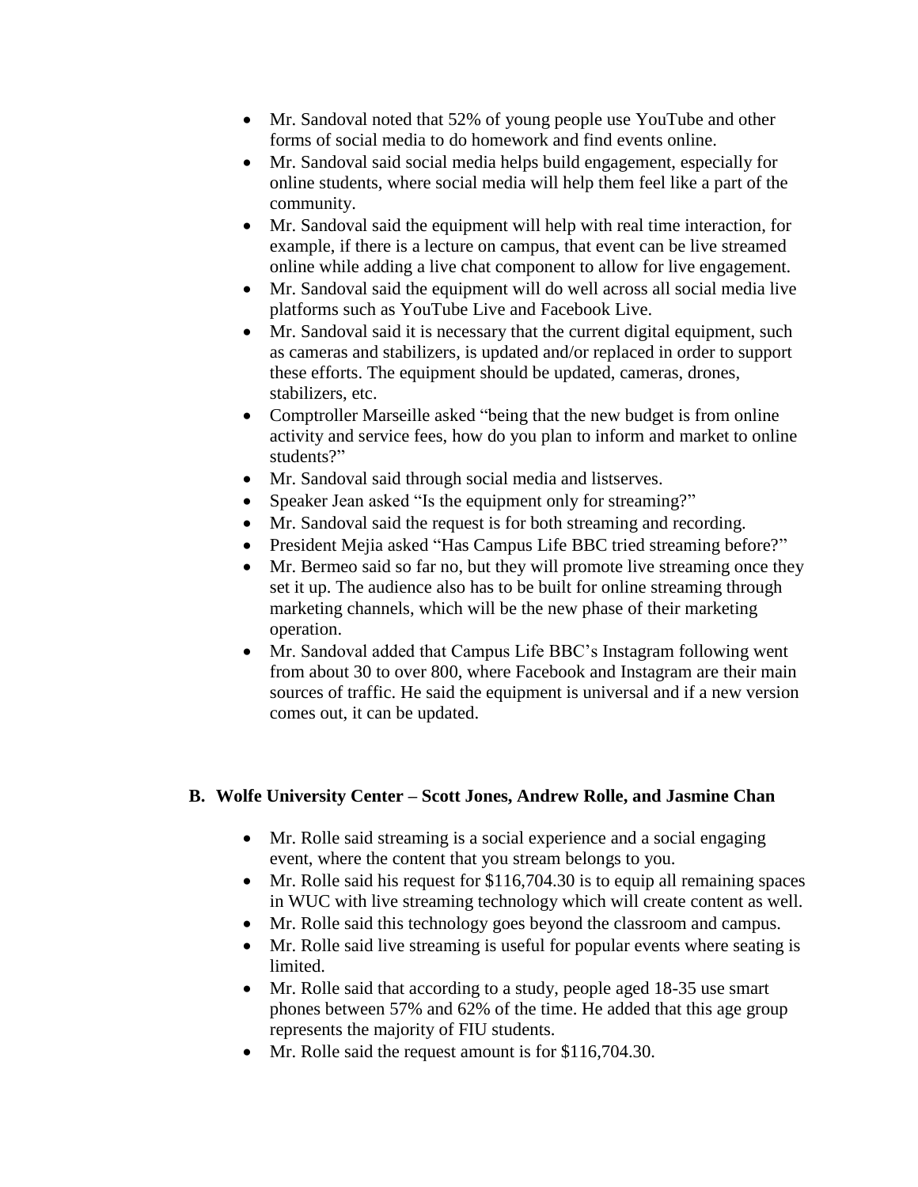- Mr. Sandoval noted that 52% of young people use YouTube and other forms of social media to do homework and find events online.
- Mr. Sandoval said social media helps build engagement, especially for online students, where social media will help them feel like a part of the community.
- Mr. Sandoval said the equipment will help with real time interaction, for example, if there is a lecture on campus, that event can be live streamed online while adding a live chat component to allow for live engagement.
- Mr. Sandoval said the equipment will do well across all social media live platforms such as YouTube Live and Facebook Live.
- Mr. Sandoval said it is necessary that the current digital equipment, such as cameras and stabilizers, is updated and/or replaced in order to support these efforts. The equipment should be updated, cameras, drones, stabilizers, etc.
- Comptroller Marseille asked "being that the new budget is from online activity and service fees, how do you plan to inform and market to online students?"
- Mr. Sandoval said through social media and listserves.
- Speaker Jean asked "Is the equipment only for streaming?"
- Mr. Sandoval said the request is for both streaming and recording.
- President Mejia asked "Has Campus Life BBC tried streaming before?"
- Mr. Bermeo said so far no, but they will promote live streaming once they set it up. The audience also has to be built for online streaming through marketing channels, which will be the new phase of their marketing operation.
- Mr. Sandoval added that Campus Life BBC's Instagram following went from about 30 to over 800, where Facebook and Instagram are their main sources of traffic. He said the equipment is universal and if a new version comes out, it can be updated.

**B. Wolfe University Center – Scott Jones, Andrew Rolle, and Jasmine Chan**

- Mr. Rolle said streaming is a social experience and a social engaging event, where the content that you stream belongs to you.
- Mr. Rolle said his request for $116,704.30 is to equip all remaining spaces in WUC with live streaming technology which will create content as well.
- Mr. Rolle said this technology goes beyond the classroom and campus.
- Mr. Rolle said live streaming is useful for popular events where seating is limited.
- Mr. Rolle said that according to a study, people aged 18-35 use smart phones between 57% and 62% of the time. He added that this age group represents the majority of FIU students.
- Mr. Rolle said the request amount is for $116,704.30.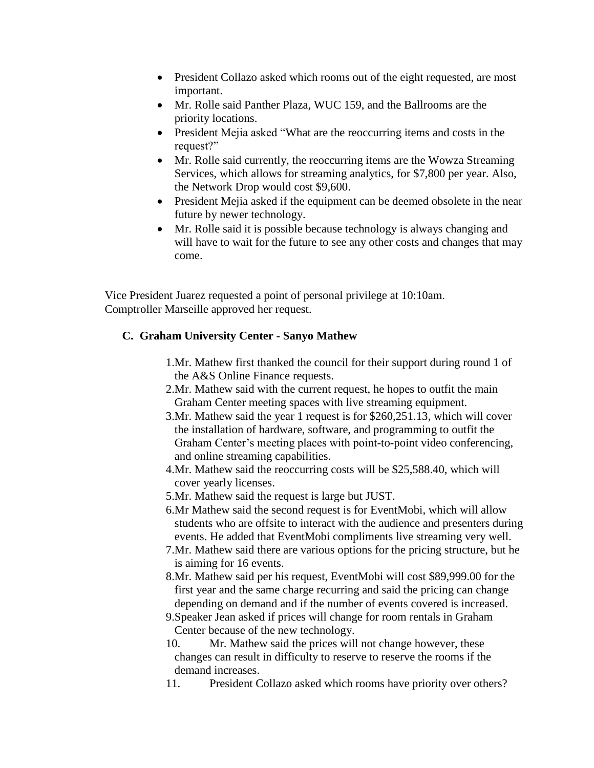- President Collazo asked which rooms out of the eight requested, are most important.
- Mr. Rolle said Panther Plaza, WUC 159, and the Ballrooms are the priority locations.
- President Mejia asked "What are the reoccurring items and costs in the request?"
- Mr. Rolle said currently, the reoccurring items are the Wowza Streaming Services, which allows for streaming analytics, for $7,800 per year. Also, the Network Drop would cost $9,600.
- President Mejia asked if the equipment can be deemed obsolete in the near future by newer technology.
- Mr. Rolle said it is possible because technology is always changing and will have to wait for the future to see any other costs and changes that may come.

Vice President Juarez requested a point of personal privilege at 10:10am.
Comptroller Marseille approved her request.

**C. Graham University Center - Sanyo Mathew**

1. Mr. Mathew first thanked the council for their support during round 1 of the A&S Online Finance requests.
2. Mr. Mathew said with the current request, he hopes to outfit the main Graham Center meeting spaces with live streaming equipment.
3. Mr. Mathew said the year 1 request is for $260,251.13, which will cover the installation of hardware, software, and programming to outfit the Graham Center's meeting places with point-to-point video conferencing, and online streaming capabilities.
4. Mr. Mathew said the reoccurring costs will be $25,588.40, which will cover yearly licenses.
5. Mr. Mathew said the request is large but JUST.
6. Mr Mathew said the second request is for EventMobi, which will allow students who are offsite to interact with the audience and presenters during events. He added that EventMobi compliments live streaming very well.
7. Mr. Mathew said there are various options for the pricing structure, but he is aiming for 16 events.
8. Mr. Mathew said per his request, EventMobi will cost $89,999.00 for the first year and the same charge recurring and said the pricing can change depending on demand and if the number of events covered is increased.
9. Speaker Jean asked if prices will change for room rentals in Graham Center because of the new technology.
10. Mr. Mathew said the prices will not change however, these changes can result in difficulty to reserve to reserve the rooms if the demand increases.
11. President Collazo asked which rooms have priority over others?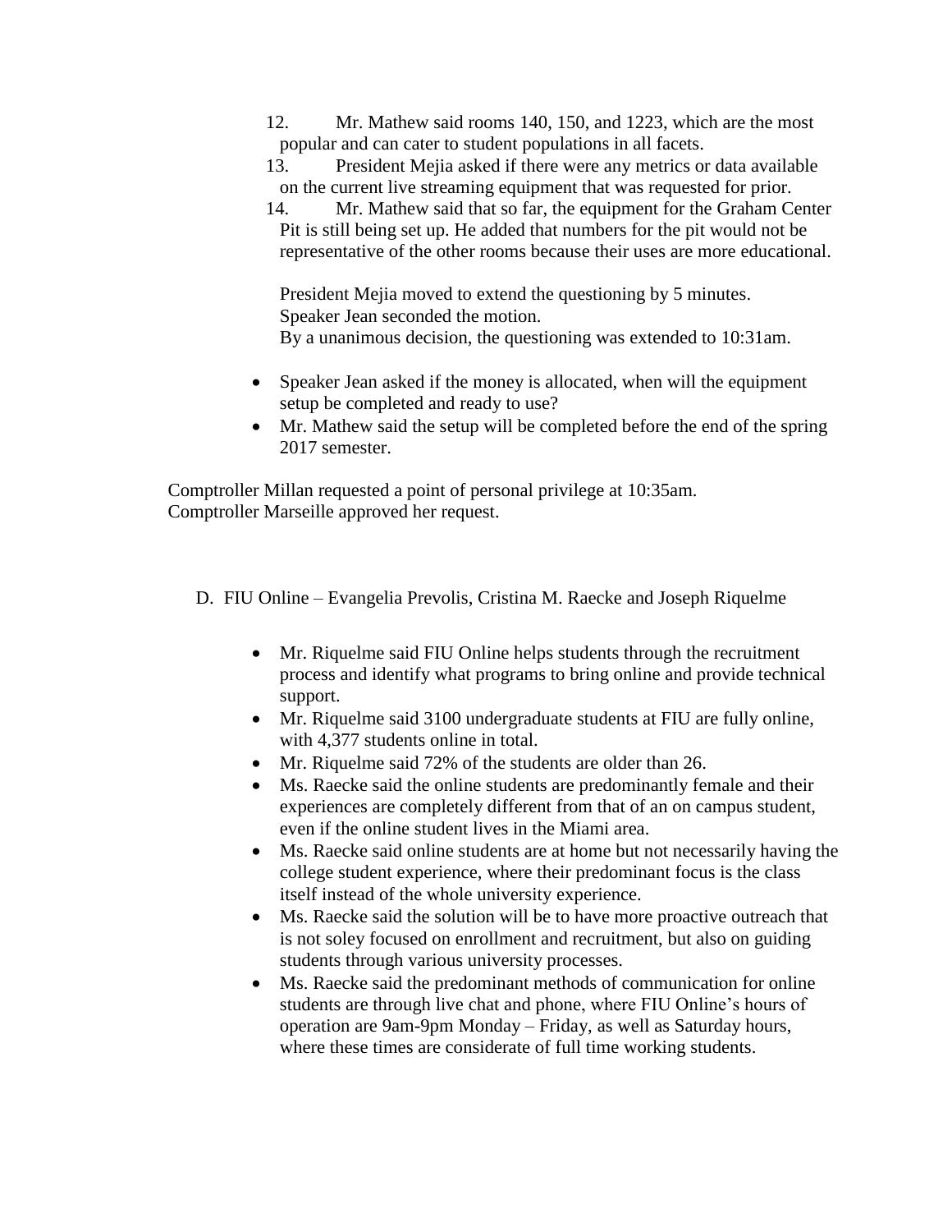12. Mr. Mathew said rooms 140, 150, and 1223, which are the most popular and can cater to student populations in all facets.
13. President Mejia asked if there were any metrics or data available on the current live streaming equipment that was requested for prior.
14. Mr. Mathew said that so far, the equipment for the Graham Center Pit is still being set up. He added that numbers for the pit would not be representative of the other rooms because their uses are more educational.

President Mejia moved to extend the questioning by 5 minutes.
Speaker Jean seconded the motion.
By a unanimous decision, the questioning was extended to 10:31am.

- Speaker Jean asked if the money is allocated, when will the equipment setup be completed and ready to use?
- Mr. Mathew said the setup will be completed before the end of the spring 2017 semester.

Comptroller Millan requested a point of personal privilege at 10:35am.
Comptroller Marseille approved her request.

D. FIU Online – Evangelia Prevolis, Cristina M. Raecke and Joseph Riquelme

- Mr. Riquelme said FIU Online helps students through the recruitment process and identify what programs to bring online and provide technical support.
- Mr. Riquelme said 3100 undergraduate students at FIU are fully online, with 4,377 students online in total.
- Mr. Riquelme said 72% of the students are older than 26.
- Ms. Raecke said the online students are predominantly female and their experiences are completely different from that of an on campus student, even if the online student lives in the Miami area.
- Ms. Raecke said online students are at home but not necessarily having the college student experience, where their predominant focus is the class itself instead of the whole university experience.
- Ms. Raecke said the solution will be to have more proactive outreach that is not soley focused on enrollment and recruitment, but also on guiding students through various university processes.
- Ms. Raecke said the predominant methods of communication for online students are through live chat and phone, where FIU Online's hours of operation are 9am-9pm Monday – Friday, as well as Saturday hours, where these times are considerate of full time working students.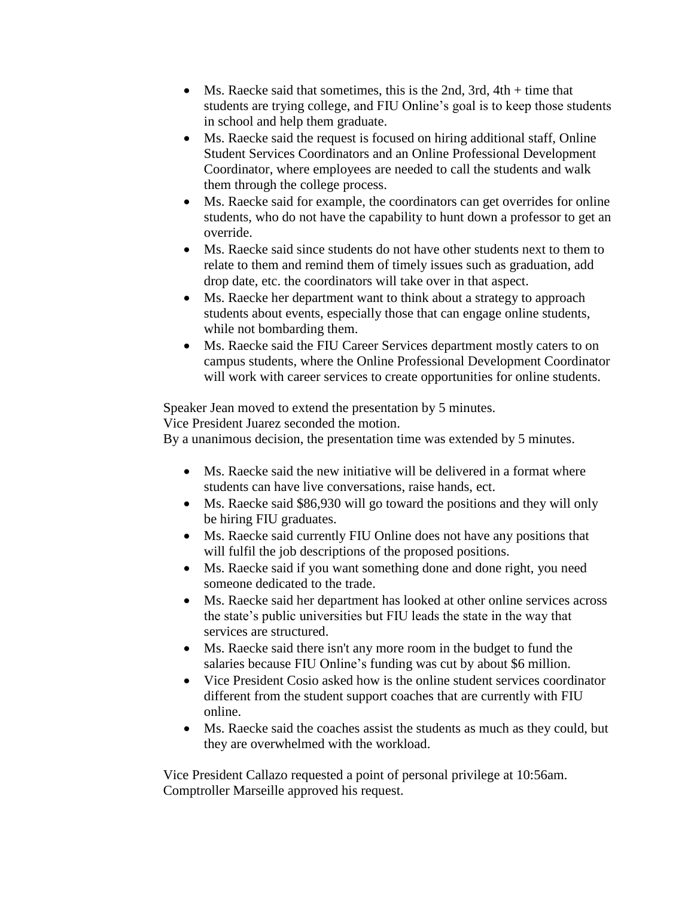- Ms. Raecke said that sometimes, this is the 2nd, 3rd, 4th + time that students are trying college, and FIU Online's goal is to keep those students in school and help them graduate.
- Ms. Raecke said the request is focused on hiring additional staff, Online Student Services Coordinators and an Online Professional Development Coordinator, where employees are needed to call the students and walk them through the college process.
- Ms. Raecke said for example, the coordinators can get overrides for online students, who do not have the capability to hunt down a professor to get an override.
- Ms. Raecke said since students do not have other students next to them to relate to them and remind them of timely issues such as graduation, add drop date, etc. the coordinators will take over in that aspect.
- Ms. Raecke her department want to think about a strategy to approach students about events, especially those that can engage online students, while not bombarding them.
- Ms. Raecke said the FIU Career Services department mostly caters to on campus students, where the Online Professional Development Coordinator will work with career services to create opportunities for online students.

Speaker Jean moved to extend the presentation by 5 minutes.
Vice President Juarez seconded the motion.
By a unanimous decision, the presentation time was extended by 5 minutes.

- Ms. Raecke said the new initiative will be delivered in a format where students can have live conversations, raise hands, ect.
- Ms. Raecke said $86,930 will go toward the positions and they will only be hiring FIU graduates.
- Ms. Raecke said currently FIU Online does not have any positions that will fulfil the job descriptions of the proposed positions.
- Ms. Raecke said if you want something done and done right, you need someone dedicated to the trade.
- Ms. Raecke said her department has looked at other online services across the state's public universities but FIU leads the state in the way that services are structured.
- Ms. Raecke said there isn't any more room in the budget to fund the salaries because FIU Online's funding was cut by about $6 million.
- Vice President Cosio asked how is the online student services coordinator different from the student support coaches that are currently with FIU online.
- Ms. Raecke said the coaches assist the students as much as they could, but they are overwhelmed with the workload.

Vice President Callazo requested a point of personal privilege at 10:56am.
Comptroller Marseille approved his request.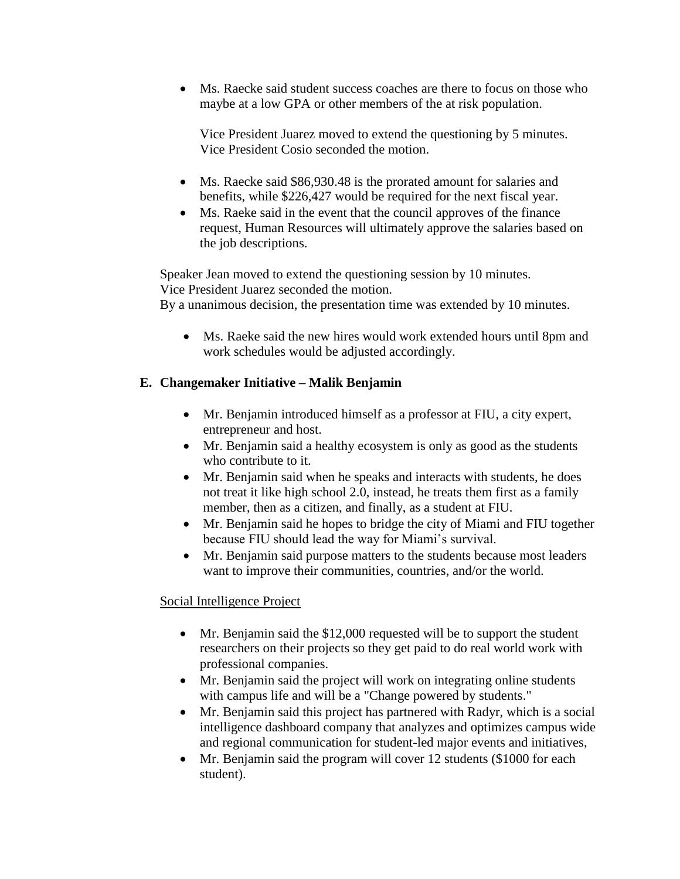- Ms. Raecke said student success coaches are there to focus on those who maybe at a low GPA or other members of the at risk population.

  Vice President Juarez moved to extend the questioning by 5 minutes. Vice President Cosio seconded the motion.

- Ms. Raecke said $86,930.48 is the prorated amount for salaries and benefits, while $226,427 would be required for the next fiscal year.
- Ms. Raeke said in the event that the council approves of the finance request, Human Resources will ultimately approve the salaries based on the job descriptions.

Speaker Jean moved to extend the questioning session by 10 minutes.
Vice President Juarez seconded the motion.
By a unanimous decision, the presentation time was extended by 10 minutes.

- Ms. Raeke said the new hires would work extended hours until 8pm and work schedules would be adjusted accordingly.

**E. Changemaker Initiative – Malik Benjamin**

- Mr. Benjamin introduced himself as a professor at FIU, a city expert, entrepreneur and host.
- Mr. Benjamin said a healthy ecosystem is only as good as the students who contribute to it.
- Mr. Benjamin said when he speaks and interacts with students, he does not treat it like high school 2.0, instead, he treats them first as a family member, then as a citizen, and finally, as a student at FIU.
- Mr. Benjamin said he hopes to bridge the city of Miami and FIU together because FIU should lead the way for Miami's survival.
- Mr. Benjamin said purpose matters to the students because most leaders want to improve their communities, countries, and/or the world.

Social Intelligence Project

- Mr. Benjamin said the $12,000 requested will be to support the student researchers on their projects so they get paid to do real world work with professional companies.
- Mr. Benjamin said the project will work on integrating online students with campus life and will be a "Change powered by students."
- Mr. Benjamin said this project has partnered with Radyr, which is a social intelligence dashboard company that analyzes and optimizes campus wide and regional communication for student-led major events and initiatives,
- Mr. Benjamin said the program will cover 12 students ($1000 for each student).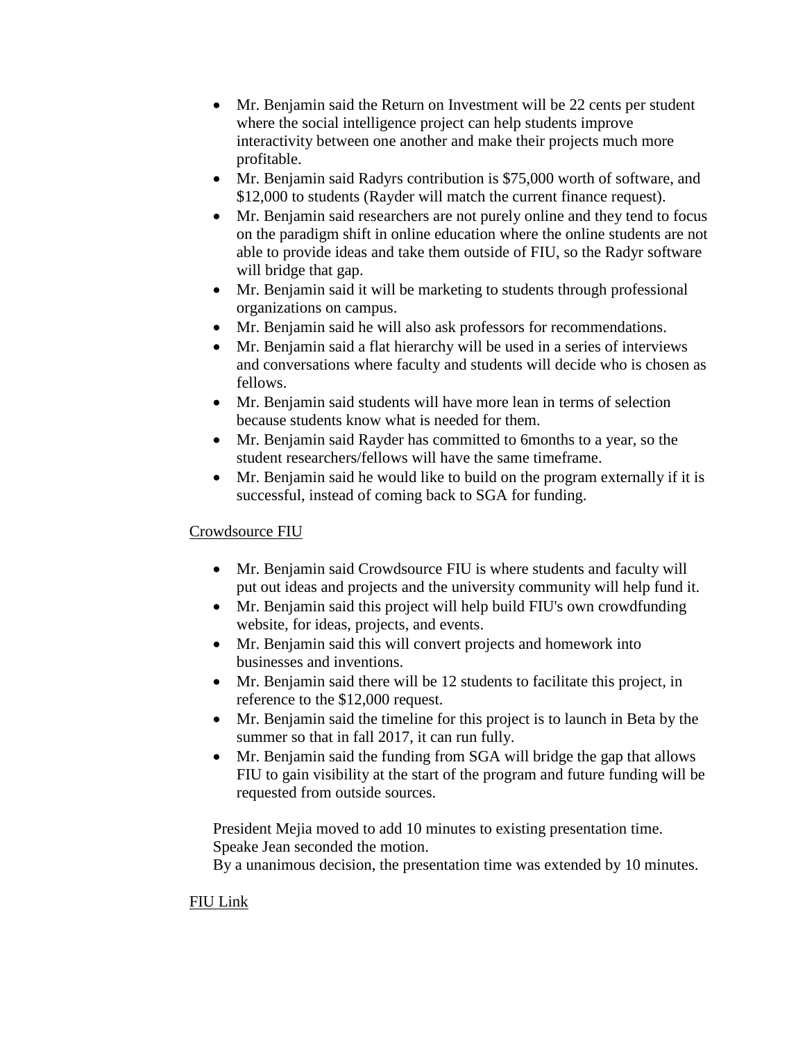- Mr. Benjamin said the Return on Investment will be 22 cents per student where the social intelligence project can help students improve interactivity between one another and make their projects much more profitable.
- Mr. Benjamin said Radyrs contribution is $75,000 worth of software, and $12,000 to students (Rayder will match the current finance request).
- Mr. Benjamin said researchers are not purely online and they tend to focus on the paradigm shift in online education where the online students are not able to provide ideas and take them outside of FIU, so the Radyr software will bridge that gap.
- Mr. Benjamin said it will be marketing to students through professional organizations on campus.
- Mr. Benjamin said he will also ask professors for recommendations.
- Mr. Benjamin said a flat hierarchy will be used in a series of interviews and conversations where faculty and students will decide who is chosen as fellows.
- Mr. Benjamin said students will have more lean in terms of selection because students know what is needed for them.
- Mr. Benjamin said Rayder has committed to 6months to a year, so the student researchers/fellows will have the same timeframe.
- Mr. Benjamin said he would like to build on the program externally if it is successful, instead of coming back to SGA for funding.

<u>Crowdsource FIU</u>

- Mr. Benjamin said Crowdsource FIU is where students and faculty will put out ideas and projects and the university community will help fund it.
- Mr. Benjamin said this project will help build FIU's own crowdfunding website, for ideas, projects, and events.
- Mr. Benjamin said this will convert projects and homework into businesses and inventions.
- Mr. Benjamin said there will be 12 students to facilitate this project, in reference to the $12,000 request.
- Mr. Benjamin said the timeline for this project is to launch in Beta by the summer so that in fall 2017, it can run fully.
- Mr. Benjamin said the funding from SGA will bridge the gap that allows FIU to gain visibility at the start of the program and future funding will be requested from outside sources.

President Mejia moved to add 10 minutes to existing presentation time.
Speake Jean seconded the motion.
By a unanimous decision, the presentation time was extended by 10 minutes.

<u>FIU Link</u>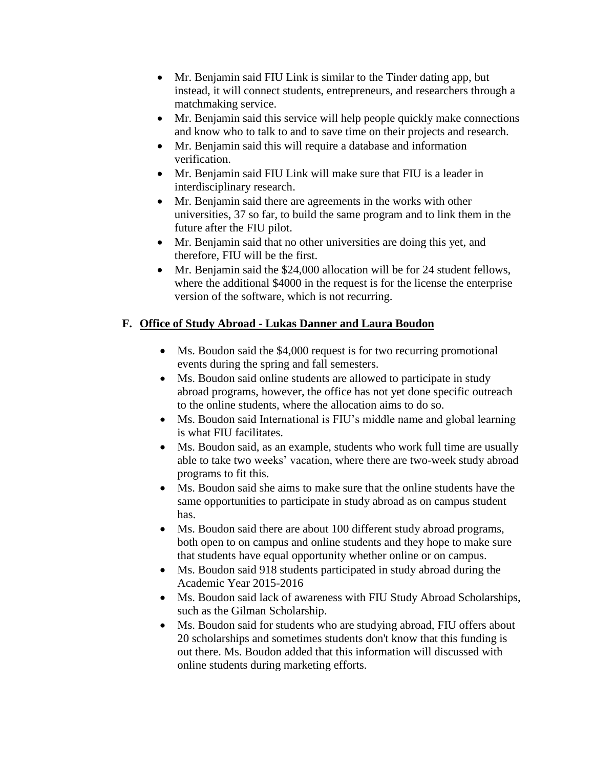- Mr. Benjamin said FIU Link is similar to the Tinder dating app, but instead, it will connect students, entrepreneurs, and researchers through a matchmaking service.
- Mr. Benjamin said this service will help people quickly make connections and know who to talk to and to save time on their projects and research.
- Mr. Benjamin said this will require a database and information verification.
- Mr. Benjamin said FIU Link will make sure that FIU is a leader in interdisciplinary research.
- Mr. Benjamin said there are agreements in the works with other universities, 37 so far, to build the same program and to link them in the future after the FIU pilot.
- Mr. Benjamin said that no other universities are doing this yet, and therefore, FIU will be the first.
- Mr. Benjamin said the $24,000 allocation will be for 24 student fellows, where the additional $4000 in the request is for the license the enterprise version of the software, which is not recurring.

**F. Office of Study Abroad - Lukas Danner and Laura Boudon**

- Ms. Boudon said the $4,000 request is for two recurring promotional events during the spring and fall semesters.
- Ms. Boudon said online students are allowed to participate in study abroad programs, however, the office has not yet done specific outreach to the online students, where the allocation aims to do so.
- Ms. Boudon said International is FIU's middle name and global learning is what FIU facilitates.
- Ms. Boudon said, as an example, students who work full time are usually able to take two weeks' vacation, where there are two-week study abroad programs to fit this.
- Ms. Boudon said she aims to make sure that the online students have the same opportunities to participate in study abroad as on campus student has.
- Ms. Boudon said there are about 100 different study abroad programs, both open to on campus and online students and they hope to make sure that students have equal opportunity whether online or on campus.
- Ms. Boudon said 918 students participated in study abroad during the Academic Year 2015-2016
- Ms. Boudon said lack of awareness with FIU Study Abroad Scholarships, such as the Gilman Scholarship.
- Ms. Boudon said for students who are studying abroad, FIU offers about 20 scholarships and sometimes students don't know that this funding is out there. Ms. Boudon added that this information will discussed with online students during marketing efforts.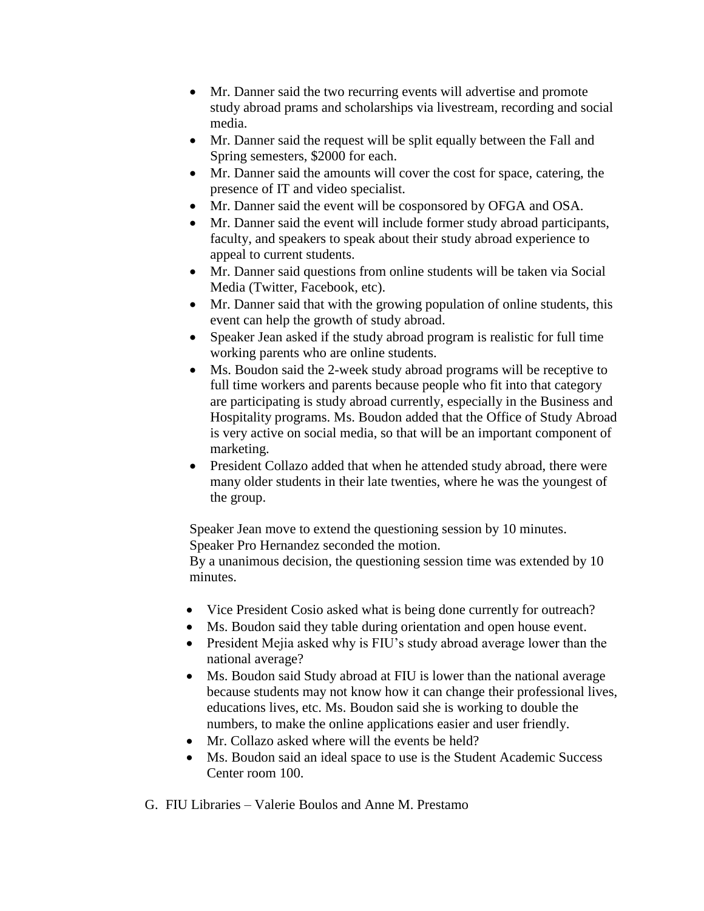- Mr. Danner said the two recurring events will advertise and promote study abroad prams and scholarships via livestream, recording and social media.
- Mr. Danner said the request will be split equally between the Fall and Spring semesters, $2000 for each.
- Mr. Danner said the amounts will cover the cost for space, catering, the presence of IT and video specialist.
- Mr. Danner said the event will be cosponsored by OFGA and OSA.
- Mr. Danner said the event will include former study abroad participants, faculty, and speakers to speak about their study abroad experience to appeal to current students.
- Mr. Danner said questions from online students will be taken via Social Media (Twitter, Facebook, etc).
- Mr. Danner said that with the growing population of online students, this event can help the growth of study abroad.
- Speaker Jean asked if the study abroad program is realistic for full time working parents who are online students.
- Ms. Boudon said the 2-week study abroad programs will be receptive to full time workers and parents because people who fit into that category are participating is study abroad currently, especially in the Business and Hospitality programs. Ms. Boudon added that the Office of Study Abroad is very active on social media, so that will be an important component of marketing.
- President Collazo added that when he attended study abroad, there were many older students in their late twenties, where he was the youngest of the group.

Speaker Jean move to extend the questioning session by 10 minutes.
Speaker Pro Hernandez seconded the motion.
By a unanimous decision, the questioning session time was extended by 10 minutes.

- Vice President Cosio asked what is being done currently for outreach?
- Ms. Boudon said they table during orientation and open house event.
- President Mejia asked why is FIU's study abroad average lower than the national average?
- Ms. Boudon said Study abroad at FIU is lower than the national average because students may not know how it can change their professional lives, educations lives, etc. Ms. Boudon said she is working to double the numbers, to make the online applications easier and user friendly.
- Mr. Collazo asked where will the events be held?
- Ms. Boudon said an ideal space to use is the Student Academic Success Center room 100.

G. FIU Libraries – Valerie Boulos and Anne M. Prestamo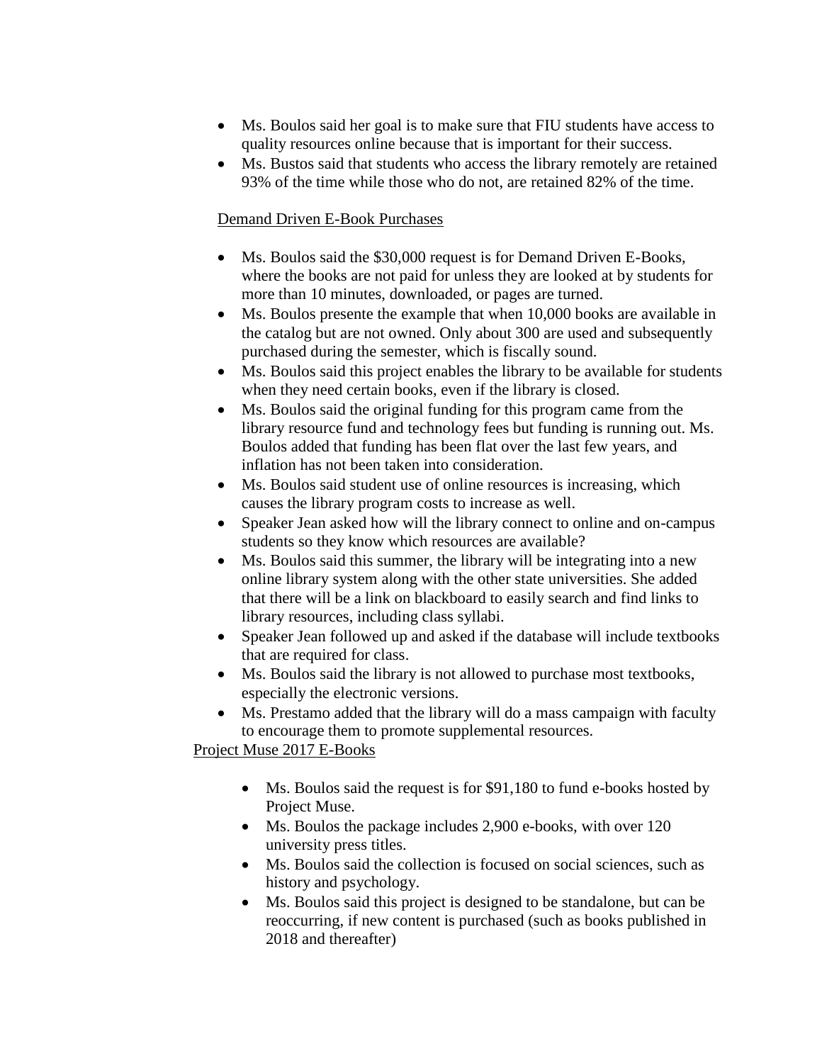- Ms. Boulos said her goal is to make sure that FIU students have access to quality resources online because that is important for their success.
- Ms. Bustos said that students who access the library remotely are retained 93% of the time while those who do not, are retained 82% of the time.

Demand Driven E-Book Purchases

- Ms. Boulos said the $30,000 request is for Demand Driven E-Books, where the books are not paid for unless they are looked at by students for more than 10 minutes, downloaded, or pages are turned.
- Ms. Boulos presente the example that when 10,000 books are available in the catalog but are not owned. Only about 300 are used and subsequently purchased during the semester, which is fiscally sound.
- Ms. Boulos said this project enables the library to be available for students when they need certain books, even if the library is closed.
- Ms. Boulos said the original funding for this program came from the library resource fund and technology fees but funding is running out. Ms. Boulos added that funding has been flat over the last few years, and inflation has not been taken into consideration.
- Ms. Boulos said student use of online resources is increasing, which causes the library program costs to increase as well.
- Speaker Jean asked how will the library connect to online and on-campus students so they know which resources are available?
- Ms. Boulos said this summer, the library will be integrating into a new online library system along with the other state universities. She added that there will be a link on blackboard to easily search and find links to library resources, including class syllabi.
- Speaker Jean followed up and asked if the database will include textbooks that are required for class.
- Ms. Boulos said the library is not allowed to purchase most textbooks, especially the electronic versions.
- Ms. Prestamo added that the library will do a mass campaign with faculty to encourage them to promote supplemental resources.

Project Muse 2017 E-Books

- Ms. Boulos said the request is for $91,180 to fund e-books hosted by Project Muse.
- Ms. Boulos the package includes 2,900 e-books, with over 120 university press titles.
- Ms. Boulos said the collection is focused on social sciences, such as history and psychology.
- Ms. Boulos said this project is designed to be standalone, but can be reoccurring, if new content is purchased (such as books published in 2018 and thereafter)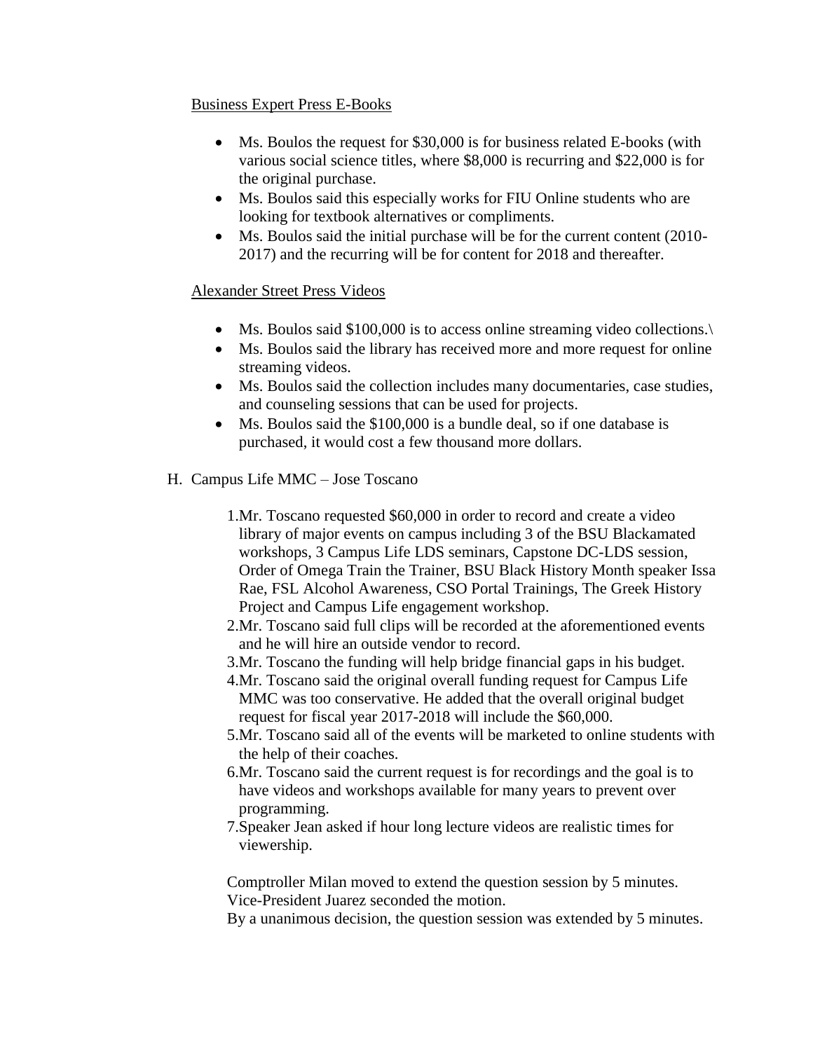Business Expert Press E-Books

- Ms. Boulos the request for $30,000 is for business related E-books (with various social science titles, where $8,000 is recurring and $22,000 is for the original purchase.
- Ms. Boulos said this especially works for FIU Online students who are looking for textbook alternatives or compliments.
- Ms. Boulos said the initial purchase will be for the current content (2010-2017) and the recurring will be for content for 2018 and thereafter.

Alexander Street Press Videos

- Ms. Boulos said $100,000 is to access online streaming video collections.\
- Ms. Boulos said the library has received more and more request for online streaming videos.
- Ms. Boulos said the collection includes many documentaries, case studies, and counseling sessions that can be used for projects.
- Ms. Boulos said the $100,000 is a bundle deal, so if one database is purchased, it would cost a few thousand more dollars.

H. Campus Life MMC – Jose Toscano

1. Mr. Toscano requested $60,000 in order to record and create a video library of major events on campus including 3 of the BSU Blackamated workshops, 3 Campus Life LDS seminars, Capstone DC-LDS session, Order of Omega Train the Trainer, BSU Black History Month speaker Issa Rae, FSL Alcohol Awareness, CSO Portal Trainings, The Greek History Project and Campus Life engagement workshop.
2. Mr. Toscano said full clips will be recorded at the aforementioned events and he will hire an outside vendor to record.
3. Mr. Toscano the funding will help bridge financial gaps in his budget.
4. Mr. Toscano said the original overall funding request for Campus Life MMC was too conservative. He added that the overall original budget request for fiscal year 2017-2018 will include the $60,000.
5. Mr. Toscano said all of the events will be marketed to online students with the help of their coaches.
6. Mr. Toscano said the current request is for recordings and the goal is to have videos and workshops available for many years to prevent over programming.
7. Speaker Jean asked if hour long lecture videos are realistic times for viewership.

Comptroller Milan moved to extend the question session by 5 minutes.
Vice-President Juarez seconded the motion.
By a unanimous decision, the question session was extended by 5 minutes.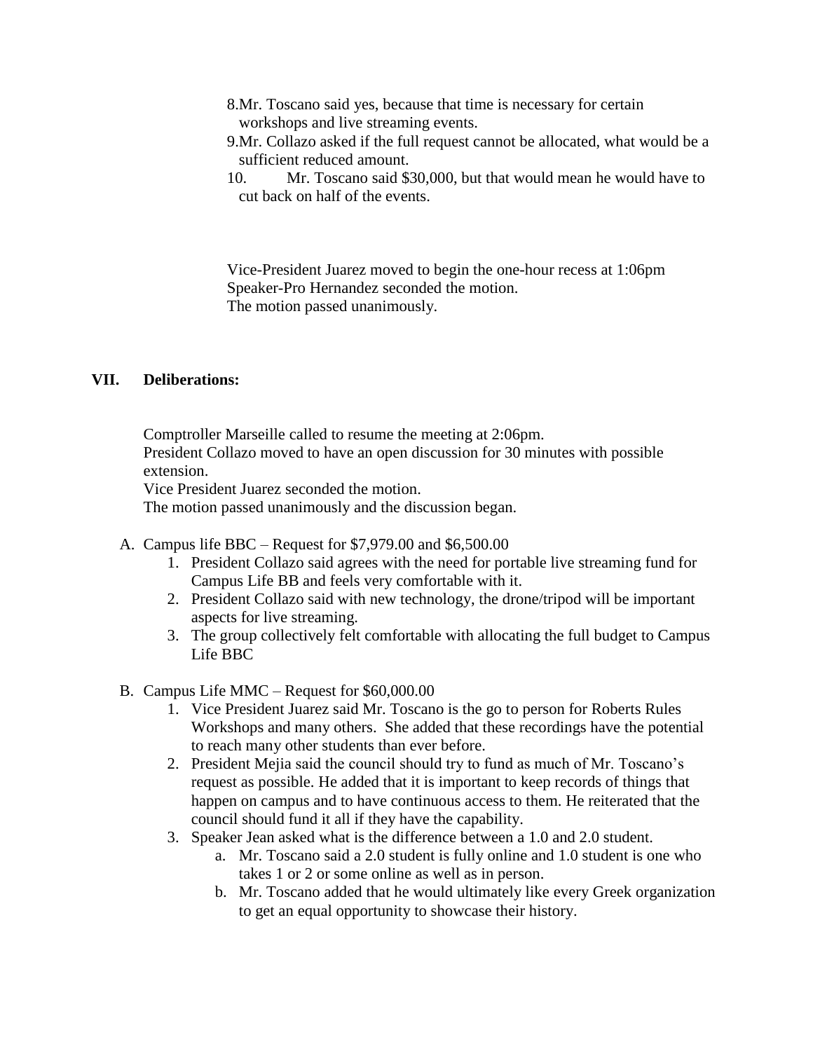8. Mr. Toscano said yes, because that time is necessary for certain workshops and live streaming events.
9. Mr. Collazo asked if the full request cannot be allocated, what would be a sufficient reduced amount.
10. Mr. Toscano said $30,000, but that would mean he would have to cut back on half of the events.

Vice-President Juarez moved to begin the one-hour recess at 1:06pm
Speaker-Pro Hernandez seconded the motion.
The motion passed unanimously.

## VII. Deliberations:

Comptroller Marseille called to resume the meeting at 2:06pm.
President Collazo moved to have an open discussion for 30 minutes with possible extension.
Vice President Juarez seconded the motion.
The motion passed unanimously and the discussion began.

A. Campus life BBC – Request for $7,979.00 and $6,500.00
   1. President Collazo said agrees with the need for portable live streaming fund for Campus Life BB and feels very comfortable with it.
   2. President Collazo said with new technology, the drone/tripod will be important aspects for live streaming.
   3. The group collectively felt comfortable with allocating the full budget to Campus Life BBC

B. Campus Life MMC – Request for $60,000.00
   1. Vice President Juarez said Mr. Toscano is the go to person for Roberts Rules Workshops and many others. She added that these recordings have the potential to reach many other students than ever before.
   2. President Mejia said the council should try to fund as much of Mr. Toscano's request as possible. He added that it is important to keep records of things that happen on campus and to have continuous access to them. He reiterated that the council should fund it all if they have the capability.
   3. Speaker Jean asked what is the difference between a 1.0 and 2.0 student.
      a. Mr. Toscano said a 2.0 student is fully online and 1.0 student is one who takes 1 or 2 or some online as well as in person.
      b. Mr. Toscano added that he would ultimately like every Greek organization to get an equal opportunity to showcase their history.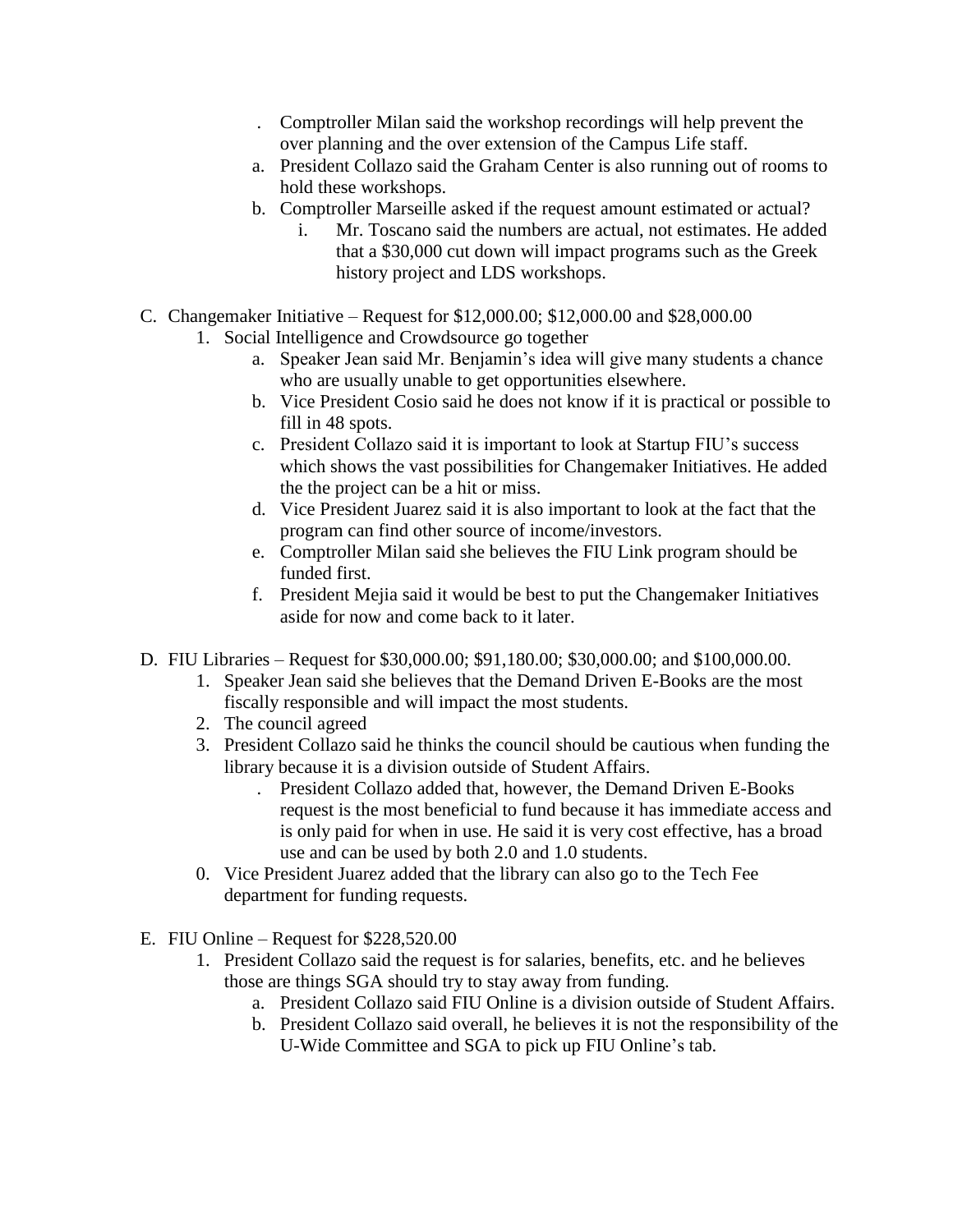. Comptroller Milan said the workshop recordings will help prevent the over planning and the over extension of the Campus Life staff.

a. President Collazo said the Graham Center is also running out of rooms to hold these workshops.

b. Comptroller Marseille asked if the request amount estimated or actual?

   i. Mr. Toscano said the numbers are actual, not estimates. He added that a $30,000 cut down will impact programs such as the Greek history project and LDS workshops.

C. Changemaker Initiative – Request for $12,000.00; $12,000.00 and $28,000.00

1. Social Intelligence and Crowdsource go together

   a. Speaker Jean said Mr. Benjamin's idea will give many students a chance who are usually unable to get opportunities elsewhere.

   b. Vice President Cosio said he does not know if it is practical or possible to fill in 48 spots.

   c. President Collazo said it is important to look at Startup FIU's success which shows the vast possibilities for Changemaker Initiatives. He added the the project can be a hit or miss.

   d. Vice President Juarez said it is also important to look at the fact that the program can find other source of income/investors.

   e. Comptroller Milan said she believes the FIU Link program should be funded first.

   f. President Mejia said it would be best to put the Changemaker Initiatives aside for now and come back to it later.

D. FIU Libraries – Request for $30,000.00; $91,180.00; $30,000.00; and $100,000.00.

1. Speaker Jean said she believes that the Demand Driven E-Books are the most fiscally responsible and will impact the most students.

2. The council agreed

3. President Collazo said he thinks the council should be cautious when funding the library because it is a division outside of Student Affairs.

   . President Collazo added that, however, the Demand Driven E-Books request is the most beneficial to fund because it has immediate access and is only paid for when in use. He said it is very cost effective, has a broad use and can be used by both 2.0 and 1.0 students.

0. Vice President Juarez added that the library can also go to the Tech Fee department for funding requests.

E. FIU Online – Request for $228,520.00

1. President Collazo said the request is for salaries, benefits, etc. and he believes those are things SGA should try to stay away from funding.

   a. President Collazo said FIU Online is a division outside of Student Affairs.

   b. President Collazo said overall, he believes it is not the responsibility of the U-Wide Committee and SGA to pick up FIU Online's tab.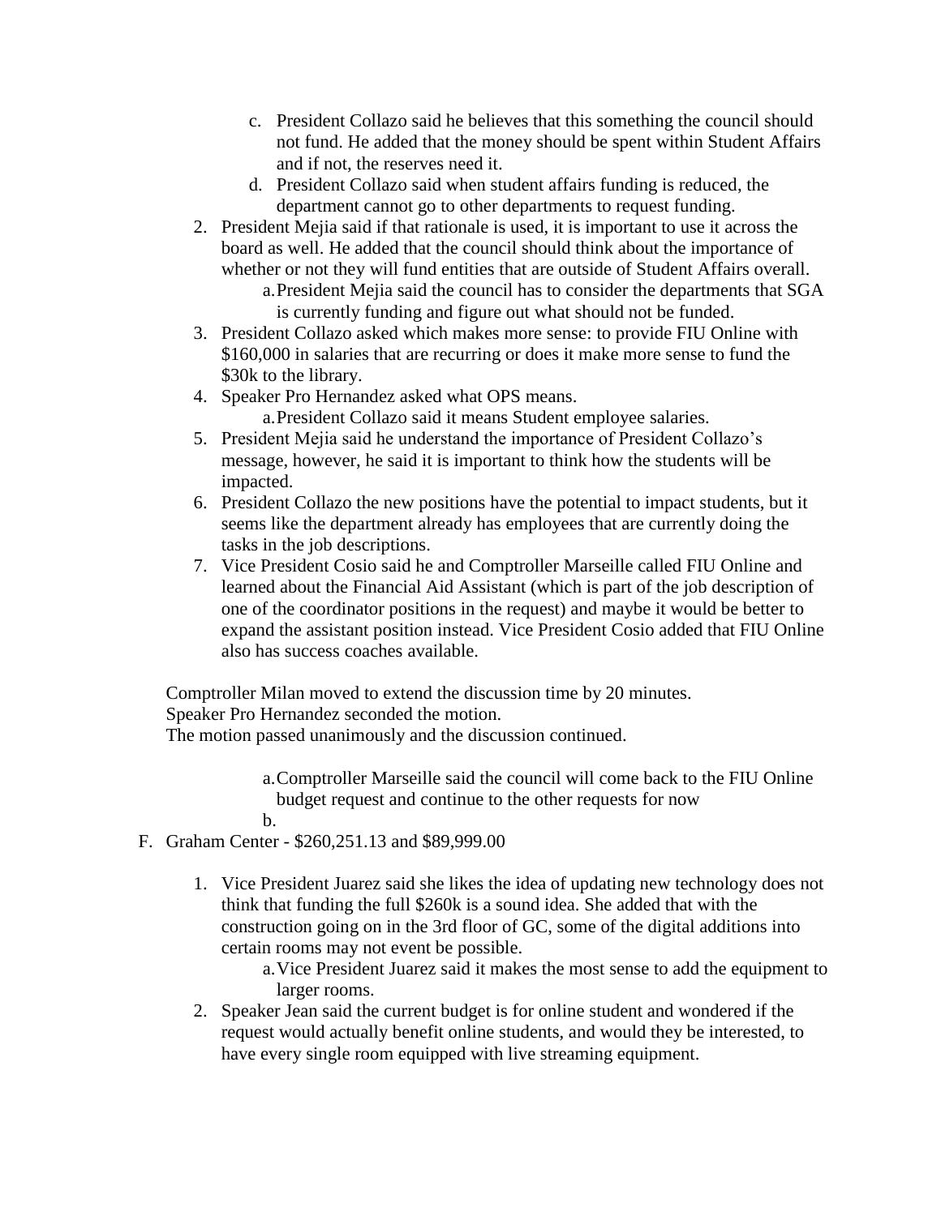c. President Collazo said he believes that this something the council should not fund. He added that the money should be spent within Student Affairs and if not, the reserves need it.
   d. President Collazo said when student affairs funding is reduced, the department cannot go to other departments to request funding.

2. President Mejia said if that rationale is used, it is important to use it across the board as well. He added that the council should think about the importance of whether or not they will fund entities that are outside of Student Affairs overall.
   a. President Mejia said the council has to consider the departments that SGA is currently funding and figure out what should not be funded.
3. President Collazo asked which makes more sense: to provide FIU Online with $160,000 in salaries that are recurring or does it make more sense to fund the $30k to the library.
4. Speaker Pro Hernandez asked what OPS means.
   a. President Collazo said it means Student employee salaries.
5. President Mejia said he understand the importance of President Collazo's message, however, he said it is important to think how the students will be impacted.
6. President Collazo the new positions have the potential to impact students, but it seems like the department already has employees that are currently doing the tasks in the job descriptions.
7. Vice President Cosio said he and Comptroller Marseille called FIU Online and learned about the Financial Aid Assistant (which is part of the job description of one of the coordinator positions in the request) and maybe it would be better to expand the assistant position instead. Vice President Cosio added that FIU Online also has success coaches available.

Comptroller Milan moved to extend the discussion time by 20 minutes.
Speaker Pro Hernandez seconded the motion.
The motion passed unanimously and the discussion continued.

   a. Comptroller Marseille said the council will come back to the FIU Online budget request and continue to the other requests for now
   b.

F. Graham Center - $260,251.13 and $89,999.00

1. Vice President Juarez said she likes the idea of updating new technology does not think that funding the full $260k is a sound idea. She added that with the construction going on in the 3rd floor of GC, some of the digital additions into certain rooms may not event be possible.
   a. Vice President Juarez said it makes the most sense to add the equipment to larger rooms.
2. Speaker Jean said the current budget is for online student and wondered if the request would actually benefit online students, and would they be interested, to have every single room equipped with live streaming equipment.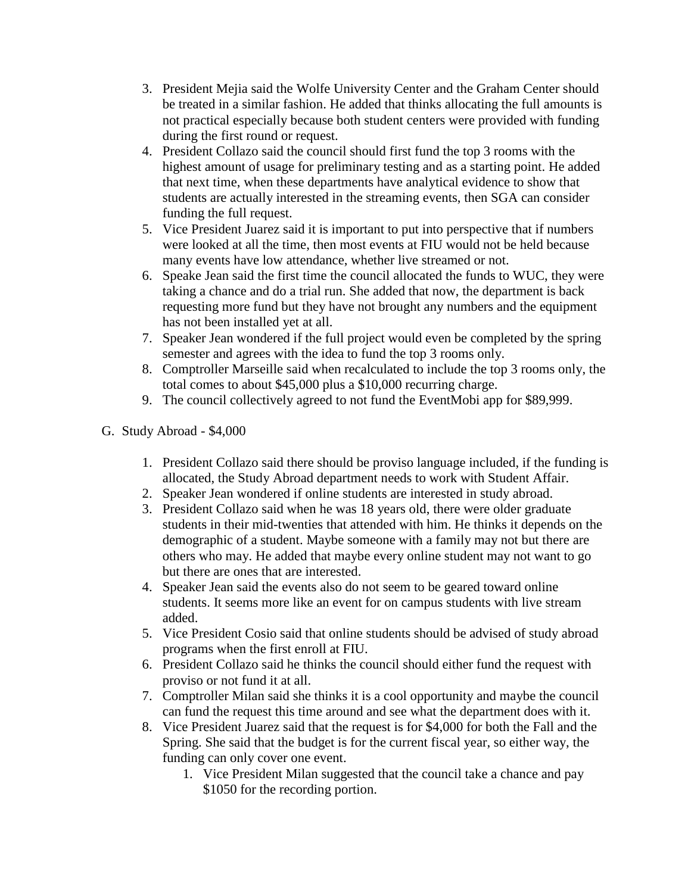3. President Mejia said the Wolfe University Center and the Graham Center should be treated in a similar fashion. He added that thinks allocating the full amounts is not practical especially because both student centers were provided with funding during the first round or request.
4. President Collazo said the council should first fund the top 3 rooms with the highest amount of usage for preliminary testing and as a starting point. He added that next time, when these departments have analytical evidence to show that students are actually interested in the streaming events, then SGA can consider funding the full request.
5. Vice President Juarez said it is important to put into perspective that if numbers were looked at all the time, then most events at FIU would not be held because many events have low attendance, whether live streamed or not.
6. Speake Jean said the first time the council allocated the funds to WUC, they were taking a chance and do a trial run. She added that now, the department is back requesting more fund but they have not brought any numbers and the equipment has not been installed yet at all.
7. Speaker Jean wondered if the full project would even be completed by the spring semester and agrees with the idea to fund the top 3 rooms only.
8. Comptroller Marseille said when recalculated to include the top 3 rooms only, the total comes to about $45,000 plus a $10,000 recurring charge.
9. The council collectively agreed to not fund the EventMobi app for $89,999.

G. Study Abroad - $4,000

1. President Collazo said there should be proviso language included, if the funding is allocated, the Study Abroad department needs to work with Student Affair.
2. Speaker Jean wondered if online students are interested in study abroad.
3. President Collazo said when he was 18 years old, there were older graduate students in their mid-twenties that attended with him. He thinks it depends on the demographic of a student. Maybe someone with a family may not but there are others who may. He added that maybe every online student may not want to go but there are ones that are interested.
4. Speaker Jean said the events also do not seem to be geared toward online students. It seems more like an event for on campus students with live stream added.
5. Vice President Cosio said that online students should be advised of study abroad programs when the first enroll at FIU.
6. President Collazo said he thinks the council should either fund the request with proviso or not fund it at all.
7. Comptroller Milan said she thinks it is a cool opportunity and maybe the council can fund the request this time around and see what the department does with it.
8. Vice President Juarez said that the request is for $4,000 for both the Fall and the Spring. She said that the budget is for the current fiscal year, so either way, the funding can only cover one event.
   1. Vice President Milan suggested that the council take a chance and pay $1050 for the recording portion.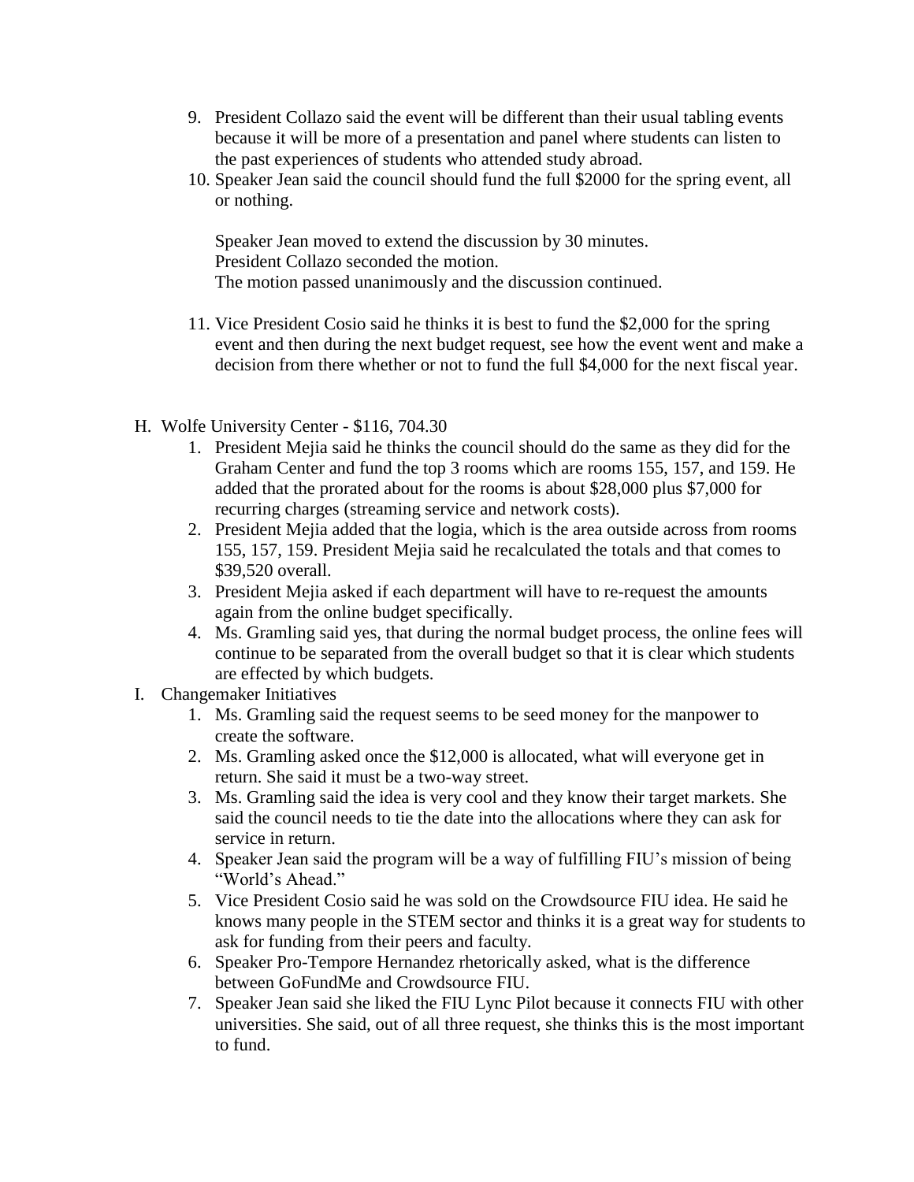9. President Collazo said the event will be different than their usual tabling events because it will be more of a presentation and panel where students can listen to the past experiences of students who attended study abroad.
10. Speaker Jean said the council should fund the full $2000 for the spring event, all or nothing.

    Speaker Jean moved to extend the discussion by 30 minutes.
    President Collazo seconded the motion.
    The motion passed unanimously and the discussion continued.

11. Vice President Cosio said he thinks it is best to fund the $2,000 for the spring event and then during the next budget request, see how the event went and make a decision from there whether or not to fund the full $4,000 for the next fiscal year.

H. Wolfe University Center - $116, 704.30
   1. President Mejia said he thinks the council should do the same as they did for the Graham Center and fund the top 3 rooms which are rooms 155, 157, and 159. He added that the prorated about for the rooms is about $28,000 plus $7,000 for recurring charges (streaming service and network costs).
   2. President Mejia added that the logia, which is the area outside across from rooms 155, 157, 159. President Mejia said he recalculated the totals and that comes to $39,520 overall.
   3. President Mejia asked if each department will have to re-request the amounts again from the online budget specifically.
   4. Ms. Gramling said yes, that during the normal budget process, the online fees will continue to be separated from the overall budget so that it is clear which students are effected by which budgets.

I. Changemaker Initiatives
   1. Ms. Gramling said the request seems to be seed money for the manpower to create the software.
   2. Ms. Gramling asked once the $12,000 is allocated, what will everyone get in return. She said it must be a two-way street.
   3. Ms. Gramling said the idea is very cool and they know their target markets. She said the council needs to tie the date into the allocations where they can ask for service in return.
   4. Speaker Jean said the program will be a way of fulfilling FIU's mission of being "World's Ahead."
   5. Vice President Cosio said he was sold on the Crowdsource FIU idea. He said he knows many people in the STEM sector and thinks it is a great way for students to ask for funding from their peers and faculty.
   6. Speaker Pro-Tempore Hernandez rhetorically asked, what is the difference between GoFundMe and Crowdsource FIU.
   7. Speaker Jean said she liked the FIU Lync Pilot because it connects FIU with other universities. She said, out of all three request, she thinks this is the most important to fund.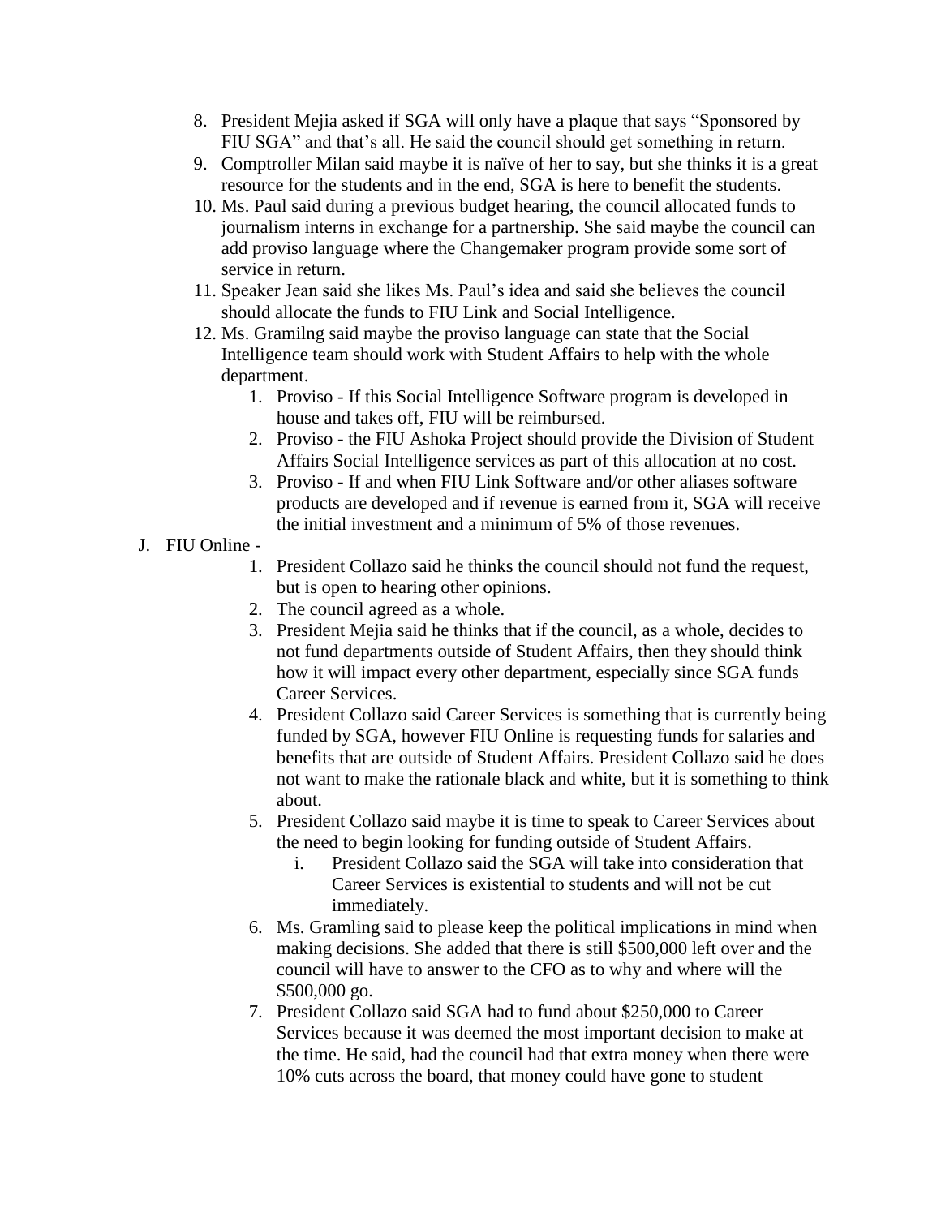8. President Mejia asked if SGA will only have a plaque that says "Sponsored by FIU SGA" and that's all. He said the council should get something in return.
9. Comptroller Milan said maybe it is naïve of her to say, but she thinks it is a great resource for the students and in the end, SGA is here to benefit the students.
10. Ms. Paul said during a previous budget hearing, the council allocated funds to journalism interns in exchange for a partnership. She said maybe the council can add proviso language where the Changemaker program provide some sort of service in return.
11. Speaker Jean said she likes Ms. Paul's idea and said she believes the council should allocate the funds to FIU Link and Social Intelligence.
12. Ms. Gramilng said maybe the proviso language can state that the Social Intelligence team should work with Student Affairs to help with the whole department.
    1. Proviso - If this Social Intelligence Software program is developed in house and takes off, FIU will be reimbursed.
    2. Proviso - the FIU Ashoka Project should provide the Division of Student Affairs Social Intelligence services as part of this allocation at no cost.
    3. Proviso - If and when FIU Link Software and/or other aliases software products are developed and if revenue is earned from it, SGA will receive the initial investment and a minimum of 5% of those revenues.

J. FIU Online -
   1. President Collazo said he thinks the council should not fund the request, but is open to hearing other opinions.
   2. The council agreed as a whole.
   3. President Mejia said he thinks that if the council, as a whole, decides to not fund departments outside of Student Affairs, then they should think how it will impact every other department, especially since SGA funds Career Services.
   4. President Collazo said Career Services is something that is currently being funded by SGA, however FIU Online is requesting funds for salaries and benefits that are outside of Student Affairs. President Collazo said he does not want to make the rationale black and white, but it is something to think about.
   5. President Collazo said maybe it is time to speak to Career Services about the need to begin looking for funding outside of Student Affairs.
      i. President Collazo said the SGA will take into consideration that Career Services is existential to students and will not be cut immediately.
   6. Ms. Gramling said to please keep the political implications in mind when making decisions. She added that there is still $500,000 left over and the council will have to answer to the CFO as to why and where will the $500,000 go.
   7. President Collazo said SGA had to fund about $250,000 to Career Services because it was deemed the most important decision to make at the time. He said, had the council had that extra money when there were 10% cuts across the board, that money could have gone to student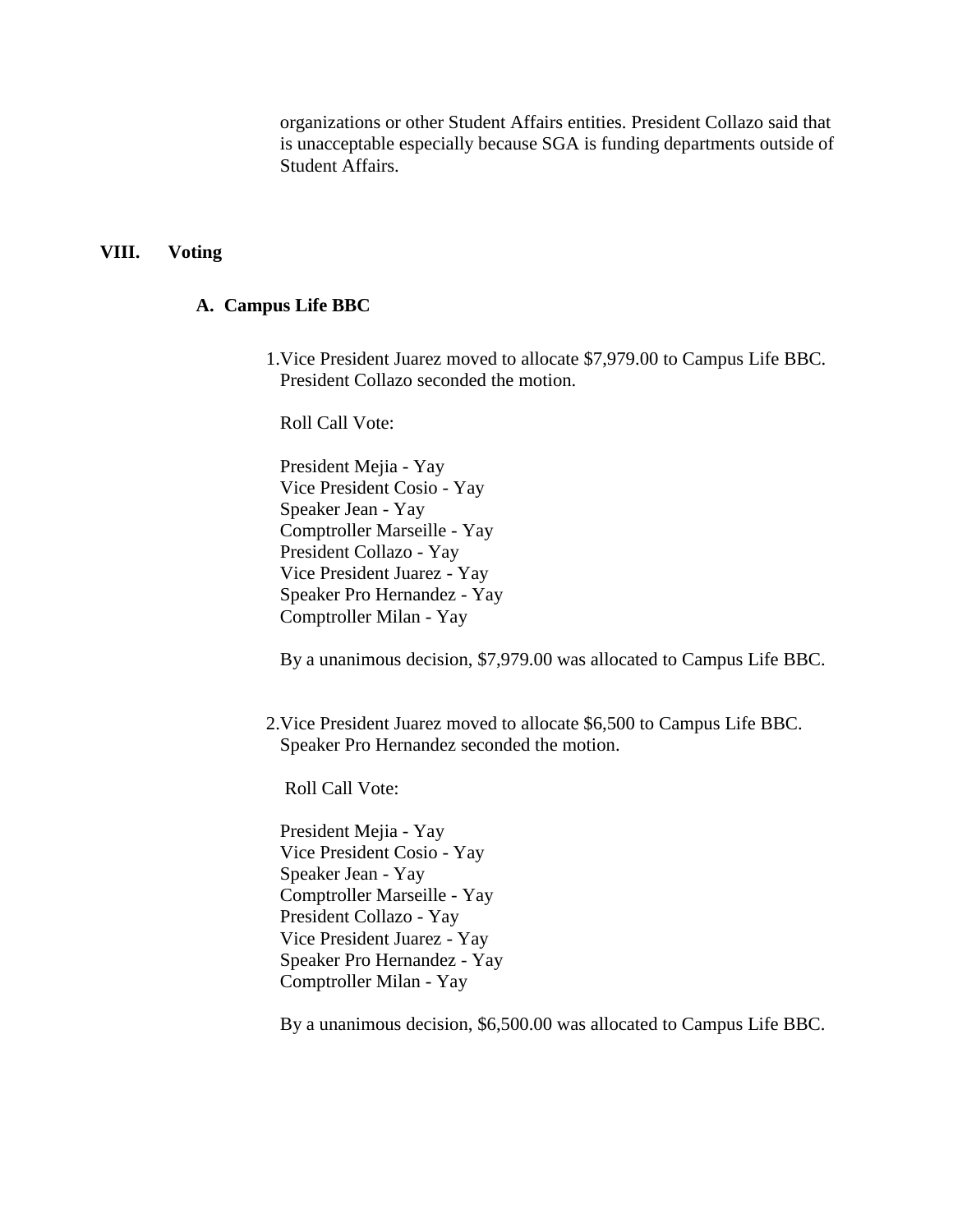organizations or other Student Affairs entities. President Collazo said that is unacceptable especially because SGA is funding departments outside of Student Affairs.

## VIII. Voting

### A. Campus Life BBC

1. Vice President Juarez moved to allocate $7,979.00 to Campus Life BBC. President Collazo seconded the motion.

   Roll Call Vote:

   President Mejia - Yay
   Vice President Cosio - Yay
   Speaker Jean - Yay
   Comptroller Marseille - Yay
   President Collazo - Yay
   Vice President Juarez - Yay
   Speaker Pro Hernandez - Yay
   Comptroller Milan - Yay

   By a unanimous decision, $7,979.00 was allocated to Campus Life BBC.

2. Vice President Juarez moved to allocate $6,500 to Campus Life BBC. Speaker Pro Hernandez seconded the motion.

   Roll Call Vote:

   President Mejia - Yay
   Vice President Cosio - Yay
   Speaker Jean - Yay
   Comptroller Marseille - Yay
   President Collazo - Yay
   Vice President Juarez - Yay
   Speaker Pro Hernandez - Yay
   Comptroller Milan - Yay

   By a unanimous decision, $6,500.00 was allocated to Campus Life BBC.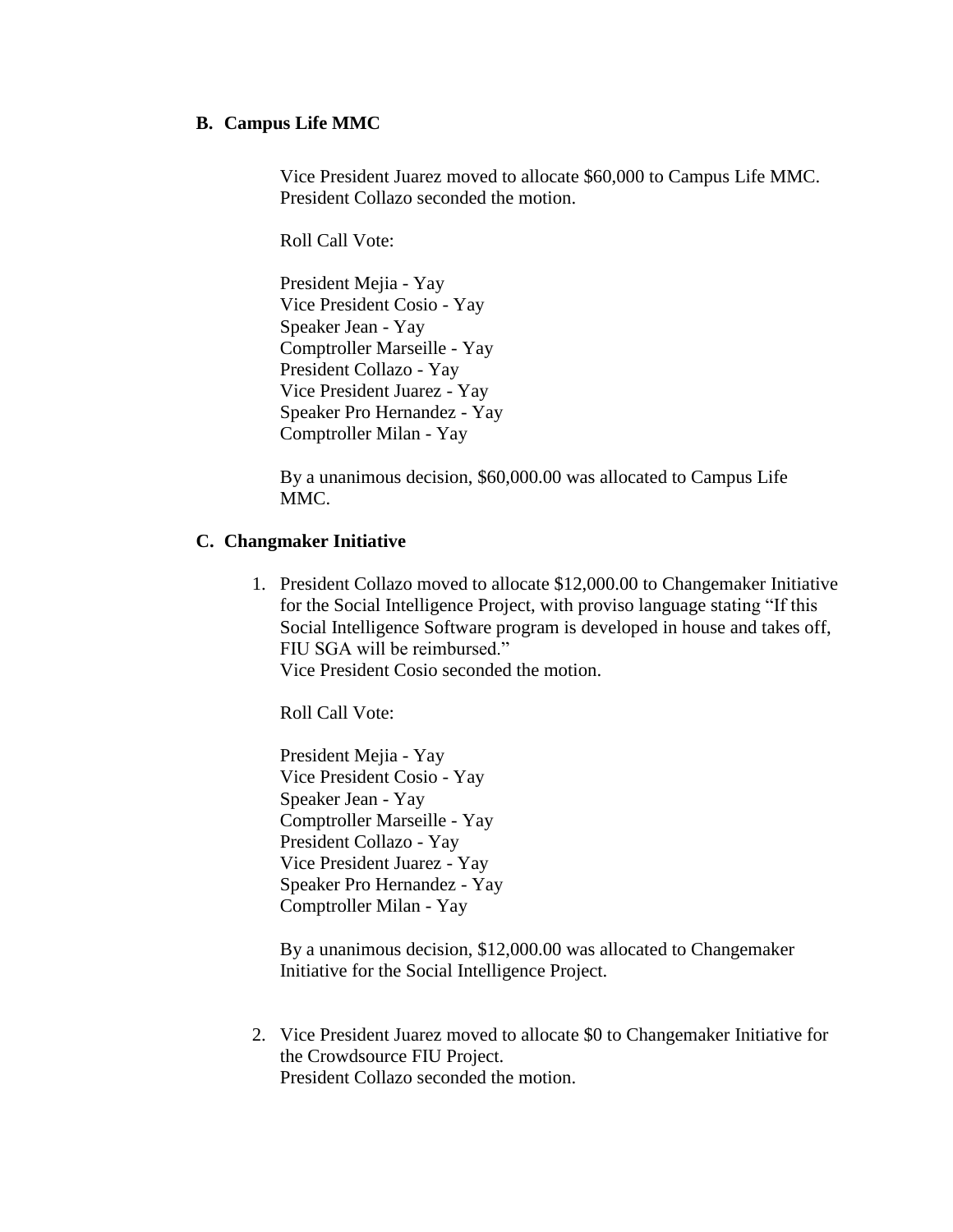## B. Campus Life MMC

Vice President Juarez moved to allocate $60,000 to Campus Life MMC.
President Collazo seconded the motion.

Roll Call Vote:

President Mejia - Yay
Vice President Cosio - Yay
Speaker Jean - Yay
Comptroller Marseille - Yay
President Collazo - Yay
Vice President Juarez - Yay
Speaker Pro Hernandez - Yay
Comptroller Milan - Yay

By a unanimous decision, $60,000.00 was allocated to Campus Life MMC.

## C. Changmaker Initiative

1. President Collazo moved to allocate $12,000.00 to Changemaker Initiative for the Social Intelligence Project, with proviso language stating "If this Social Intelligence Software program is developed in house and takes off, FIU SGA will be reimbursed."
   Vice President Cosio seconded the motion.

   Roll Call Vote:

   President Mejia - Yay
   Vice President Cosio - Yay
   Speaker Jean - Yay
   Comptroller Marseille - Yay
   President Collazo - Yay
   Vice President Juarez - Yay
   Speaker Pro Hernandez - Yay
   Comptroller Milan - Yay

   By a unanimous decision, $12,000.00 was allocated to Changemaker Initiative for the Social Intelligence Project.

2. Vice President Juarez moved to allocate $0 to Changemaker Initiative for the Crowdsource FIU Project.
   President Collazo seconded the motion.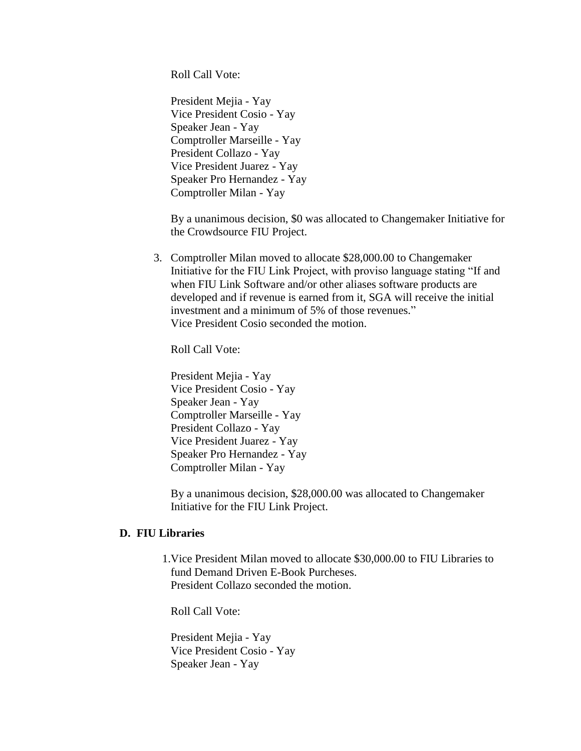Roll Call Vote:

President Mejia - Yay
Vice President Cosio - Yay
Speaker Jean - Yay
Comptroller Marseille - Yay
President Collazo - Yay
Vice President Juarez - Yay
Speaker Pro Hernandez - Yay
Comptroller Milan - Yay

By a unanimous decision, $0 was allocated to Changemaker Initiative for the Crowdsource FIU Project.

3. Comptroller Milan moved to allocate $28,000.00 to Changemaker Initiative for the FIU Link Project, with proviso language stating "If and when FIU Link Software and/or other aliases software products are developed and if revenue is earned from it, SGA will receive the initial investment and a minimum of 5% of those revenues."
   Vice President Cosio seconded the motion.

   Roll Call Vote:

   President Mejia - Yay
   Vice President Cosio - Yay
   Speaker Jean - Yay
   Comptroller Marseille - Yay
   President Collazo - Yay
   Vice President Juarez - Yay
   Speaker Pro Hernandez - Yay
   Comptroller Milan - Yay

   By a unanimous decision, $28,000.00 was allocated to Changemaker Initiative for the FIU Link Project.

**D. FIU Libraries**

1. Vice President Milan moved to allocate $30,000.00 to FIU Libraries to fund Demand Driven E-Book Purcheses.
   President Collazo seconded the motion.

   Roll Call Vote:

   President Mejia - Yay
   Vice President Cosio - Yay
   Speaker Jean - Yay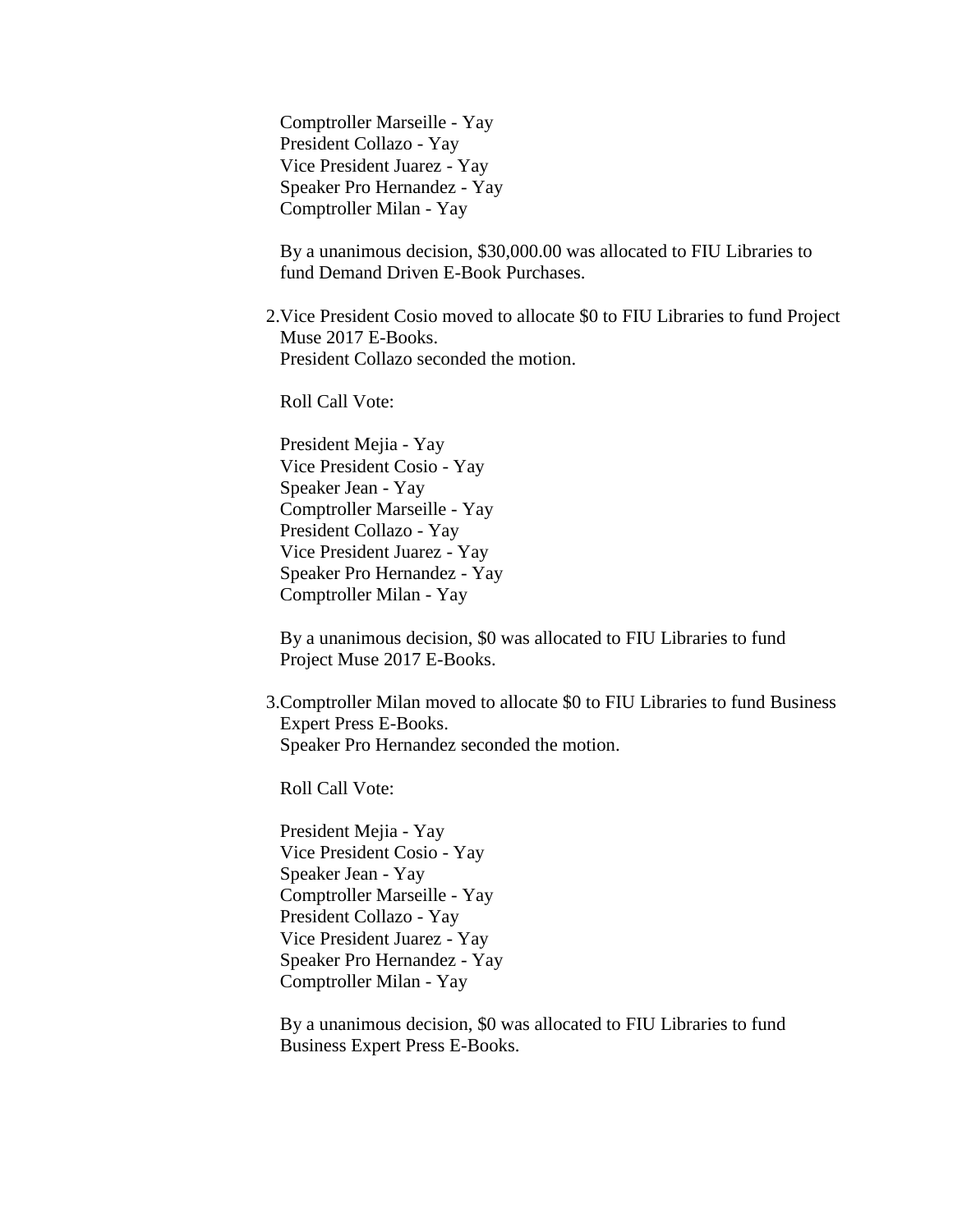Comptroller Marseille - Yay
President Collazo - Yay
Vice President Juarez - Yay
Speaker Pro Hernandez - Yay
Comptroller Milan - Yay

By a unanimous decision, $30,000.00 was allocated to FIU Libraries to fund Demand Driven E-Book Purchases.

2. Vice President Cosio moved to allocate $0 to FIU Libraries to fund Project Muse 2017 E-Books.
   President Collazo seconded the motion.

   Roll Call Vote:

   President Mejia - Yay
   Vice President Cosio - Yay
   Speaker Jean - Yay
   Comptroller Marseille - Yay
   President Collazo - Yay
   Vice President Juarez - Yay
   Speaker Pro Hernandez - Yay
   Comptroller Milan - Yay

   By a unanimous decision, $0 was allocated to FIU Libraries to fund Project Muse 2017 E-Books.

3. Comptroller Milan moved to allocate $0 to FIU Libraries to fund Business Expert Press E-Books.
   Speaker Pro Hernandez seconded the motion.

   Roll Call Vote:

   President Mejia - Yay
   Vice President Cosio - Yay
   Speaker Jean - Yay
   Comptroller Marseille - Yay
   President Collazo - Yay
   Vice President Juarez - Yay
   Speaker Pro Hernandez - Yay
   Comptroller Milan - Yay

   By a unanimous decision, $0 was allocated to FIU Libraries to fund Business Expert Press E-Books.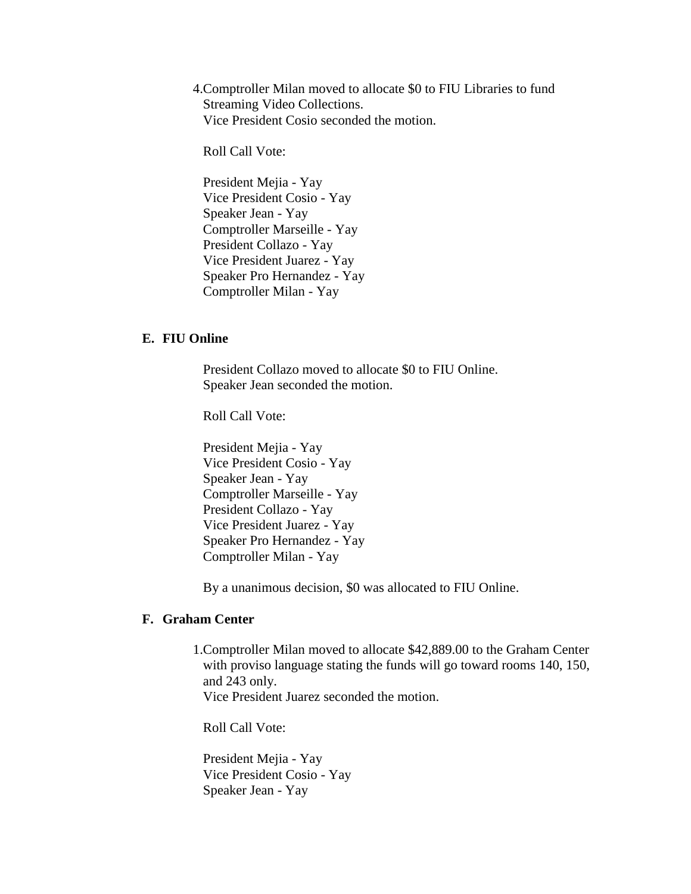4. Comptroller Milan moved to allocate $0 to FIU Libraries to fund Streaming Video Collections.
   Vice President Cosio seconded the motion.

   Roll Call Vote:

   President Mejia - Yay
   Vice President Cosio - Yay
   Speaker Jean - Yay
   Comptroller Marseille - Yay
   President Collazo - Yay
   Vice President Juarez - Yay
   Speaker Pro Hernandez - Yay
   Comptroller Milan - Yay

**E. FIU Online**

President Collazo moved to allocate $0 to FIU Online.
Speaker Jean seconded the motion.

Roll Call Vote:

President Mejia - Yay
Vice President Cosio - Yay
Speaker Jean - Yay
Comptroller Marseille - Yay
President Collazo - Yay
Vice President Juarez - Yay
Speaker Pro Hernandez - Yay
Comptroller Milan - Yay

By a unanimous decision, $0 was allocated to FIU Online.

**F. Graham Center**

1. Comptroller Milan moved to allocate $42,889.00 to the Graham Center with proviso language stating the funds will go toward rooms 140, 150, and 243 only.
   Vice President Juarez seconded the motion.

   Roll Call Vote:

   President Mejia - Yay
   Vice President Cosio - Yay
   Speaker Jean - Yay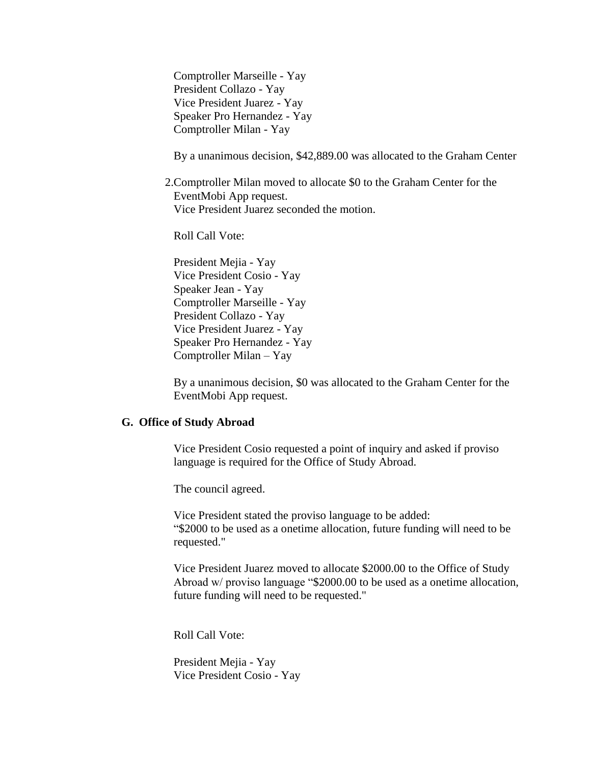Comptroller Marseille - Yay
President Collazo - Yay
Vice President Juarez - Yay
Speaker Pro Hernandez - Yay
Comptroller Milan - Yay

By a unanimous decision, $42,889.00 was allocated to the Graham Center

2. Comptroller Milan moved to allocate $0 to the Graham Center for the EventMobi App request.
   Vice President Juarez seconded the motion.

   Roll Call Vote:

   President Mejia - Yay
   Vice President Cosio - Yay
   Speaker Jean - Yay
   Comptroller Marseille - Yay
   President Collazo - Yay
   Vice President Juarez - Yay
   Speaker Pro Hernandez - Yay
   Comptroller Milan – Yay

   By a unanimous decision, $0 was allocated to the Graham Center for the EventMobi App request.

**G. Office of Study Abroad**

Vice President Cosio requested a point of inquiry and asked if proviso language is required for the Office of Study Abroad.

The council agreed.

Vice President stated the proviso language to be added:
"$2000 to be used as a onetime allocation, future funding will need to be requested."

Vice President Juarez moved to allocate $2000.00 to the Office of Study Abroad w/ proviso language "$2000.00 to be used as a onetime allocation, future funding will need to be requested."

Roll Call Vote:

President Mejia - Yay
Vice President Cosio - Yay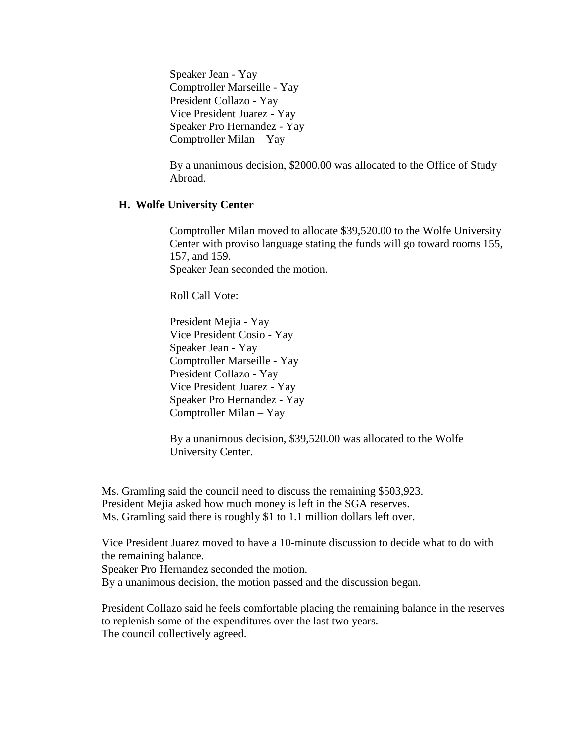Speaker Jean - Yay
Comptroller Marseille - Yay
President Collazo - Yay
Vice President Juarez - Yay
Speaker Pro Hernandez - Yay
Comptroller Milan – Yay

By a unanimous decision, $2000.00 was allocated to the Office of Study Abroad.

**H. Wolfe University Center**

Comptroller Milan moved to allocate $39,520.00 to the Wolfe University Center with proviso language stating the funds will go toward rooms 155, 157, and 159.
Speaker Jean seconded the motion.

Roll Call Vote:

President Mejia - Yay
Vice President Cosio - Yay
Speaker Jean - Yay
Comptroller Marseille - Yay
President Collazo - Yay
Vice President Juarez - Yay
Speaker Pro Hernandez - Yay
Comptroller Milan – Yay

By a unanimous decision, $39,520.00 was allocated to the Wolfe University Center.

Ms. Gramling said the council need to discuss the remaining $503,923.
President Mejia asked how much money is left in the SGA reserves.
Ms. Gramling said there is roughly $1 to 1.1 million dollars left over.

Vice President Juarez moved to have a 10-minute discussion to decide what to do with the remaining balance.
Speaker Pro Hernandez seconded the motion.
By a unanimous decision, the motion passed and the discussion began.

President Collazo said he feels comfortable placing the remaining balance in the reserves to replenish some of the expenditures over the last two years.
The council collectively agreed.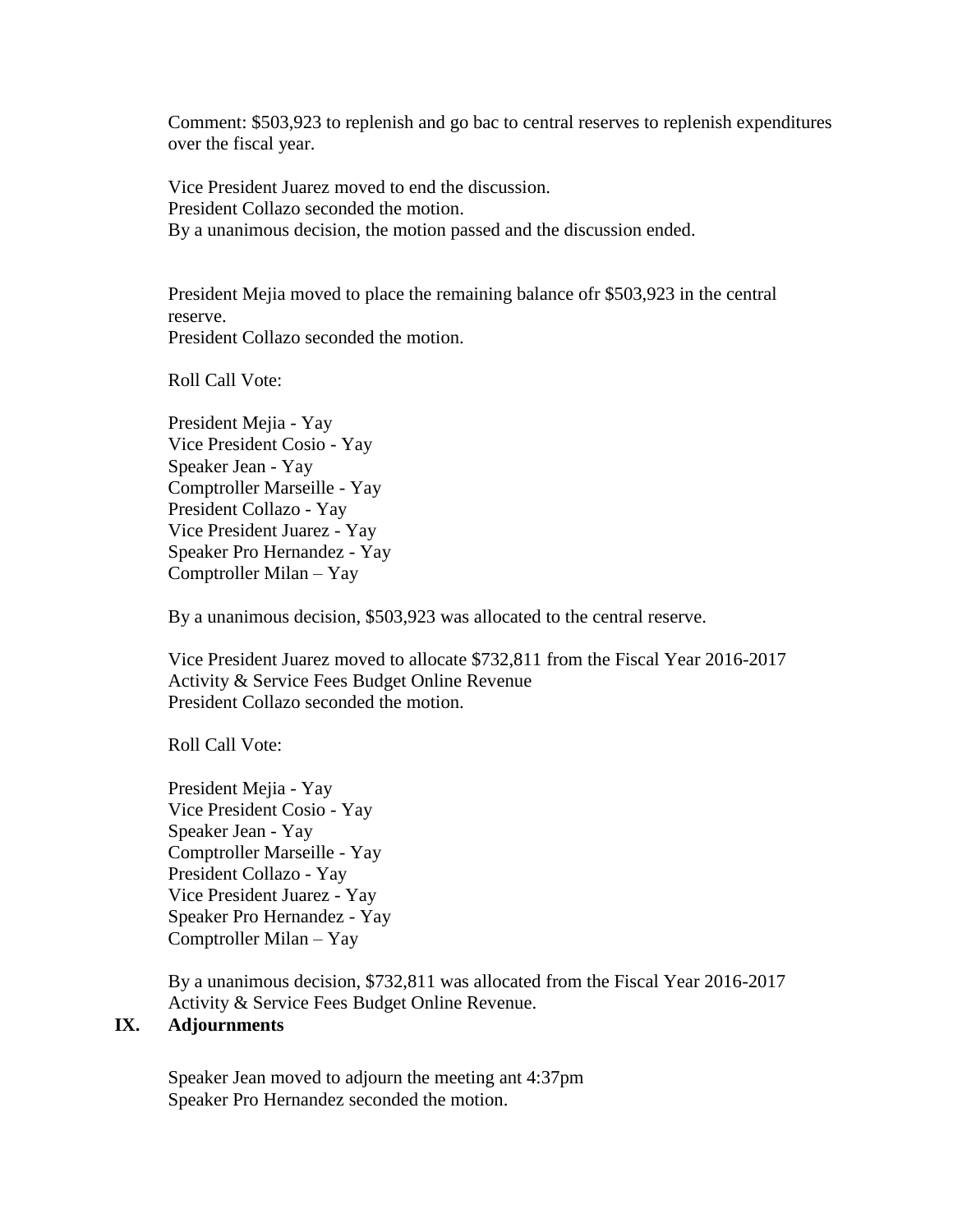Comment: $503,923 to replenish and go bac to central reserves to replenish expenditures over the fiscal year.

Vice President Juarez moved to end the discussion.
President Collazo seconded the motion.
By a unanimous decision, the motion passed and the discussion ended.

President Mejia moved to place the remaining balance ofr $503,923 in the central reserve.
President Collazo seconded the motion.

Roll Call Vote:

President Mejia - Yay
Vice President Cosio - Yay
Speaker Jean - Yay
Comptroller Marseille - Yay
President Collazo - Yay
Vice President Juarez - Yay
Speaker Pro Hernandez - Yay
Comptroller Milan – Yay

By a unanimous decision, $503,923 was allocated to the central reserve.

Vice President Juarez moved to allocate $732,811 from the Fiscal Year 2016-2017 Activity & Service Fees Budget Online Revenue
President Collazo seconded the motion.

Roll Call Vote:

President Mejia - Yay
Vice President Cosio - Yay
Speaker Jean - Yay
Comptroller Marseille - Yay
President Collazo - Yay
Vice President Juarez - Yay
Speaker Pro Hernandez - Yay
Comptroller Milan – Yay

By a unanimous decision, $732,811 was allocated from the Fiscal Year 2016-2017 Activity & Service Fees Budget Online Revenue.

## IX. Adjournments

Speaker Jean moved to adjourn the meeting ant 4:37pm
Speaker Pro Hernandez seconded the motion.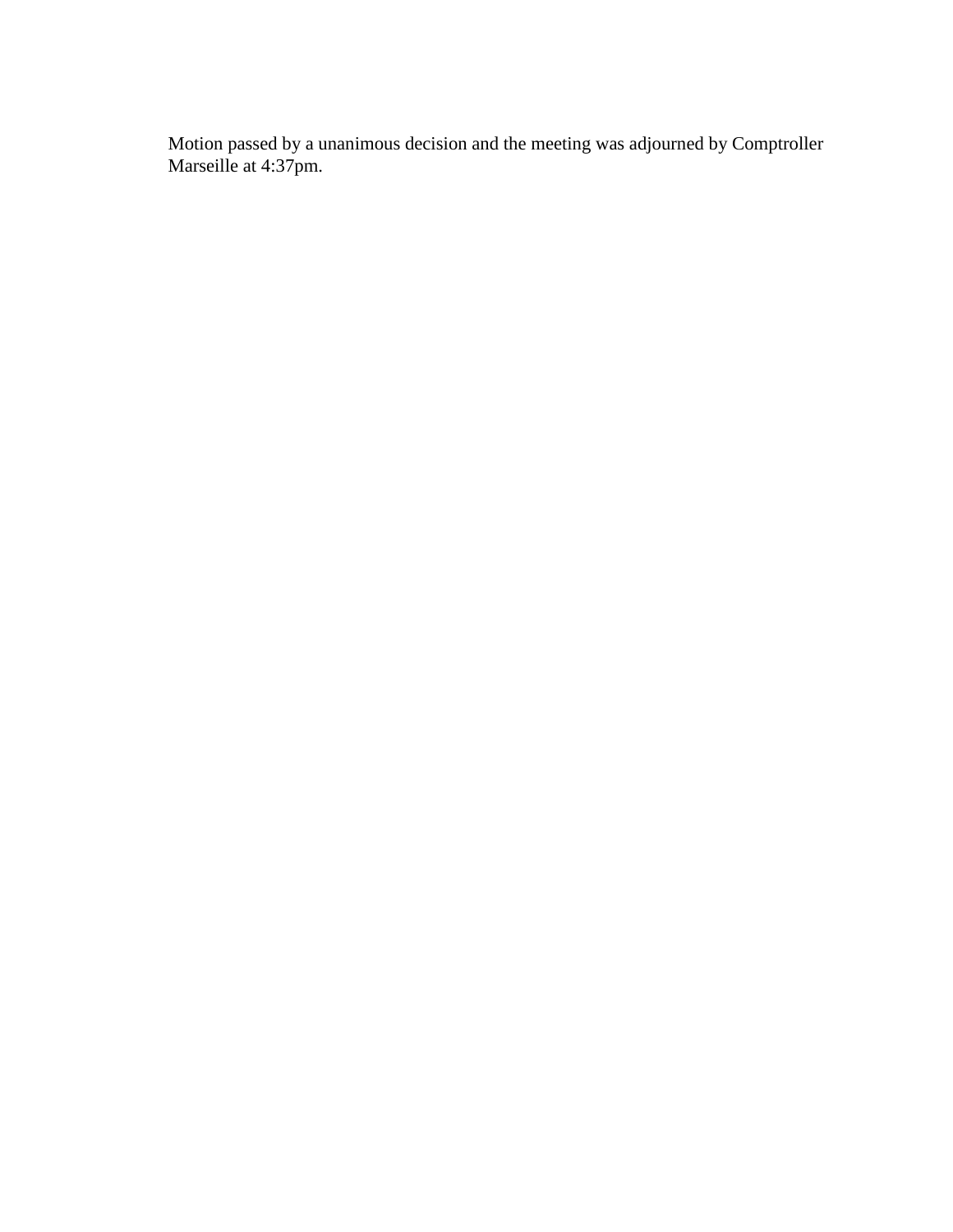Motion passed by a unanimous decision and the meeting was adjourned by Comptroller Marseille at 4:37pm.